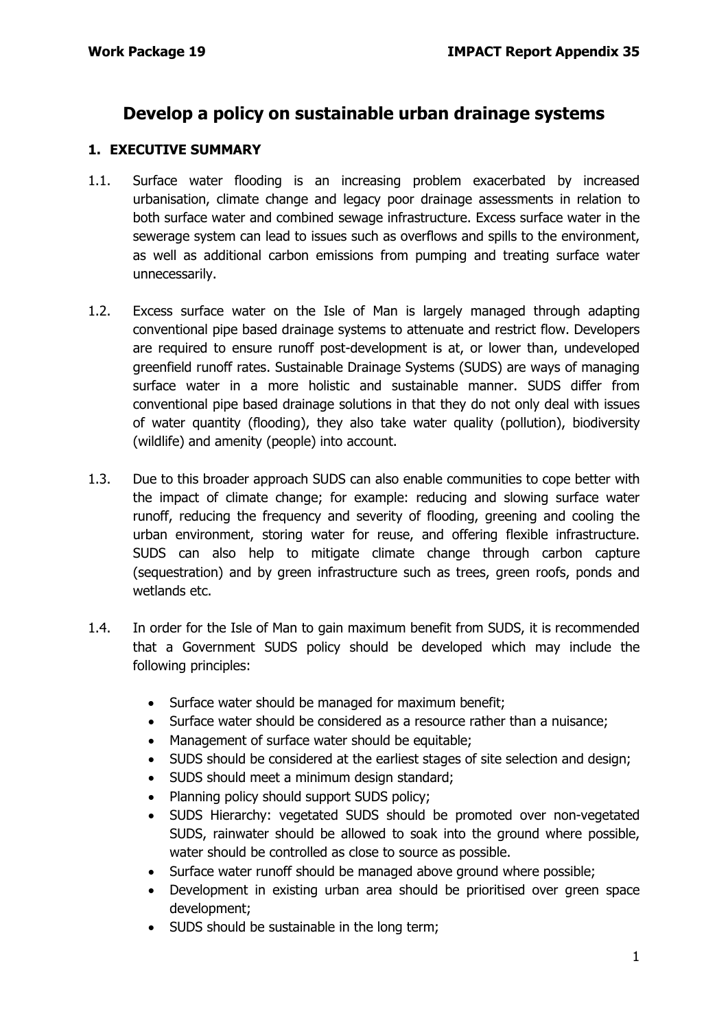# Develop a policy on sustainable urban drainage systems

## 1. EXECUTIVE SUMMARY

1.1. Surface water flooding is an increasing problem exacerbated by increased urbanisation, climate change and legacy poor drainage assessments in relation to both surface water and combined sewage infrastructure. Excess surface water in the sewerage system can lead to issues such as overflows and spills to the environment, as well as additional carbon emissions from pumping and treating surface water unnecessarily.

1.2. Excess surface water on the Isle of Man is largely managed through adapting conventional pipe based drainage systems to attenuate and restrict flow. Developers are required to ensure runoff post-development is at, or lower than, undeveloped greenfield runoff rates. Sustainable Drainage Systems (SUDS) are ways of managing surface water in a more holistic and sustainable manner. SUDS differ from conventional pipe based drainage solutions in that they do not only deal with issues of water quantity (flooding), they also take water quality (pollution), biodiversity (wildlife) and amenity (people) into account.

1.3. Due to this broader approach SUDS can also enable communities to cope better with the impact of climate change; for example: reducing and slowing surface water runoff, reducing the frequency and severity of flooding, greening and cooling the urban environment, storing water for reuse, and offering flexible infrastructure. SUDS can also help to mitigate climate change through carbon capture (sequestration) and by green infrastructure such as trees, green roofs, ponds and wetlands etc.

1.4. In order for the Isle of Man to gain maximum benefit from SUDS, it is recommended that a Government SUDS policy should be developed which may include the following principles:

- Surface water should be managed for maximum benefit;
- Surface water should be considered as a resource rather than a nuisance;
- Management of surface water should be equitable;
- SUDS should be considered at the earliest stages of site selection and design;
- SUDS should meet a minimum design standard;
- Planning policy should support SUDS policy;
- SUDS Hierarchy: vegetated SUDS should be promoted over non-vegetated SUDS, rainwater should be allowed to soak into the ground where possible, water should be controlled as close to source as possible.
- Surface water runoff should be managed above ground where possible;
- Development in existing urban area should be prioritised over green space development;
- SUDS should be sustainable in the long term;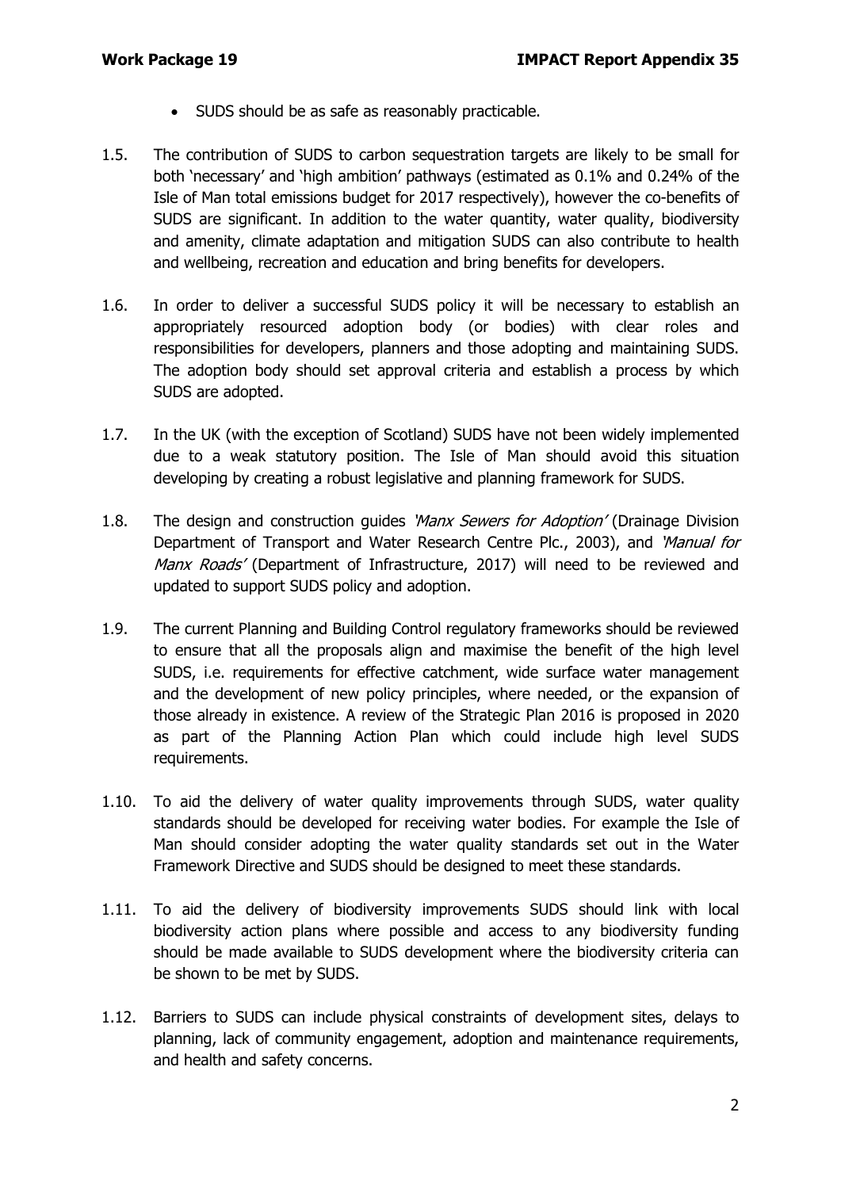- SUDS should be as safe as reasonably practicable.

1.5. The contribution of SUDS to carbon sequestration targets are likely to be small for both 'necessary' and 'high ambition' pathways (estimated as 0.1% and 0.24% of the Isle of Man total emissions budget for 2017 respectively), however the co-benefits of SUDS are significant. In addition to the water quantity, water quality, biodiversity and amenity, climate adaptation and mitigation SUDS can also contribute to health and wellbeing, recreation and education and bring benefits for developers.

1.6. In order to deliver a successful SUDS policy it will be necessary to establish an appropriately resourced adoption body (or bodies) with clear roles and responsibilities for developers, planners and those adopting and maintaining SUDS. The adoption body should set approval criteria and establish a process by which SUDS are adopted.

1.7. In the UK (with the exception of Scotland) SUDS have not been widely implemented due to a weak statutory position. The Isle of Man should avoid this situation developing by creating a robust legislative and planning framework for SUDS.

1.8. The design and construction guides *'Manx Sewers for Adoption'* (Drainage Division Department of Transport and Water Research Centre Plc., 2003), and *'Manual for Manx Roads'* (Department of Infrastructure, 2017) will need to be reviewed and updated to support SUDS policy and adoption.

1.9. The current Planning and Building Control regulatory frameworks should be reviewed to ensure that all the proposals align and maximise the benefit of the high level SUDS, i.e. requirements for effective catchment, wide surface water management and the development of new policy principles, where needed, or the expansion of those already in existence. A review of the Strategic Plan 2016 is proposed in 2020 as part of the Planning Action Plan which could include high level SUDS requirements.

1.10. To aid the delivery of water quality improvements through SUDS, water quality standards should be developed for receiving water bodies. For example the Isle of Man should consider adopting the water quality standards set out in the Water Framework Directive and SUDS should be designed to meet these standards.

1.11. To aid the delivery of biodiversity improvements SUDS should link with local biodiversity action plans where possible and access to any biodiversity funding should be made available to SUDS development where the biodiversity criteria can be shown to be met by SUDS.

1.12. Barriers to SUDS can include physical constraints of development sites, delays to planning, lack of community engagement, adoption and maintenance requirements, and health and safety concerns.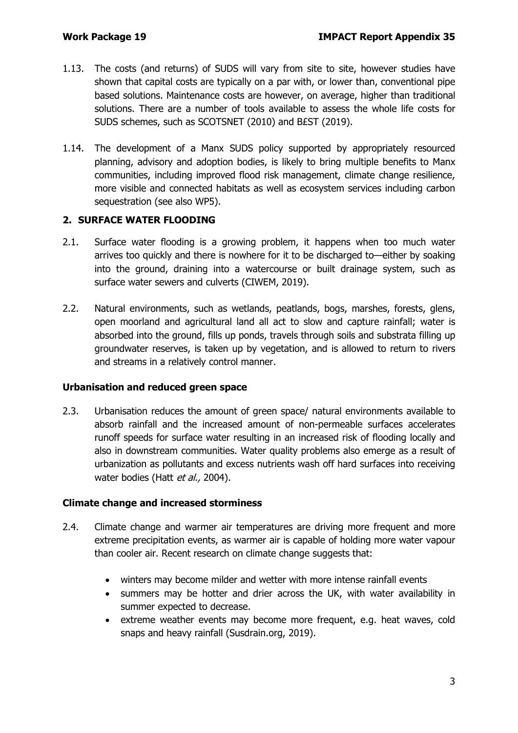1.13. The costs (and returns) of SUDS will vary from site to site, however studies have shown that capital costs are typically on a par with, or lower than, conventional pipe based solutions. Maintenance costs are however, on average, higher than traditional solutions. There are a number of tools available to assess the whole life costs for SUDS schemes, such as SCOTSNET (2010) and B£ST (2019).

1.14. The development of a Manx SUDS policy supported by appropriately resourced planning, advisory and adoption bodies, is likely to bring multiple benefits to Manx communities, including improved flood risk management, climate change resilience, more visible and connected habitats as well as ecosystem services including carbon sequestration (see also WP5).

## 2. SURFACE WATER FLOODING

2.1. Surface water flooding is a growing problem, it happens when too much water arrives too quickly and there is nowhere for it to be discharged to—either by soaking into the ground, draining into a watercourse or built drainage system, such as surface water sewers and culverts (CIWEM, 2019).

2.2. Natural environments, such as wetlands, peatlands, bogs, marshes, forests, glens, open moorland and agricultural land all act to slow and capture rainfall; water is absorbed into the ground, fills up ponds, travels through soils and substrata filling up groundwater reserves, is taken up by vegetation, and is allowed to return to rivers and streams in a relatively control manner.

### Urbanisation and reduced green space

2.3. Urbanisation reduces the amount of green space/ natural environments available to absorb rainfall and the increased amount of non-permeable surfaces accelerates runoff speeds for surface water resulting in an increased risk of flooding locally and also in downstream communities. Water quality problems also emerge as a result of urbanization as pollutants and excess nutrients wash off hard surfaces into receiving water bodies (Hatt *et al.,* 2004).

### Climate change and increased storminess

2.4. Climate change and warmer air temperatures are driving more frequent and more extreme precipitation events, as warmer air is capable of holding more water vapour than cooler air. Recent research on climate change suggests that:

- winters may become milder and wetter with more intense rainfall events
- summers may be hotter and drier across the UK, with water availability in summer expected to decrease.
- extreme weather events may become more frequent, e.g. heat waves, cold snaps and heavy rainfall (Susdrain.org, 2019).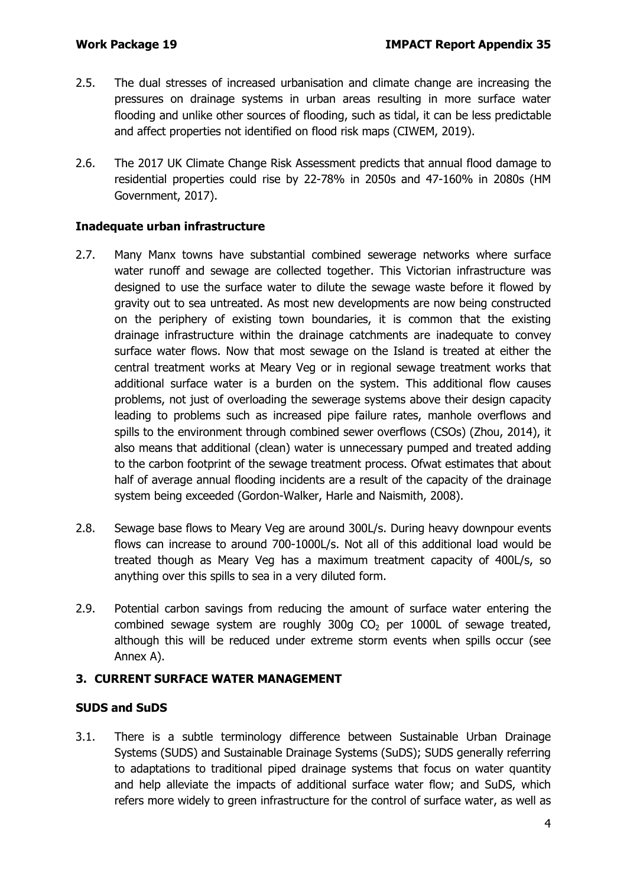2.5. The dual stresses of increased urbanisation and climate change are increasing the pressures on drainage systems in urban areas resulting in more surface water flooding and unlike other sources of flooding, such as tidal, it can be less predictable and affect properties not identified on flood risk maps (CIWEM, 2019).

2.6. The 2017 UK Climate Change Risk Assessment predicts that annual flood damage to residential properties could rise by 22-78% in 2050s and 47-160% in 2080s (HM Government, 2017).

**Inadequate urban infrastructure**

2.7. Many Manx towns have substantial combined sewerage networks where surface water runoff and sewage are collected together. This Victorian infrastructure was designed to use the surface water to dilute the sewage waste before it flowed by gravity out to sea untreated. As most new developments are now being constructed on the periphery of existing town boundaries, it is common that the existing drainage infrastructure within the drainage catchments are inadequate to convey surface water flows. Now that most sewage on the Island is treated at either the central treatment works at Meary Veg or in regional sewage treatment works that additional surface water is a burden on the system. This additional flow causes problems, not just of overloading the sewerage systems above their design capacity leading to problems such as increased pipe failure rates, manhole overflows and spills to the environment through combined sewer overflows (CSOs) (Zhou, 2014), it also means that additional (clean) water is unnecessary pumped and treated adding to the carbon footprint of the sewage treatment process. Ofwat estimates that about half of average annual flooding incidents are a result of the capacity of the drainage system being exceeded (Gordon-Walker, Harle and Naismith, 2008).

2.8. Sewage base flows to Meary Veg are around 300L/s. During heavy downpour events flows can increase to around 700-1000L/s. Not all of this additional load would be treated though as Meary Veg has a maximum treatment capacity of 400L/s, so anything over this spills to sea in a very diluted form.

2.9. Potential carbon savings from reducing the amount of surface water entering the combined sewage system are roughly 300g $CO_2$ per 1000L of sewage treated, although this will be reduced under extreme storm events when spills occur (see Annex A).

## 3. CURRENT SURFACE WATER MANAGEMENT

**SUDS and SuDS**

3.1. There is a subtle terminology difference between Sustainable Urban Drainage Systems (SUDS) and Sustainable Drainage Systems (SuDS); SUDS generally referring to adaptations to traditional piped drainage systems that focus on water quantity and help alleviate the impacts of additional surface water flow; and SuDS, which refers more widely to green infrastructure for the control of surface water, as well as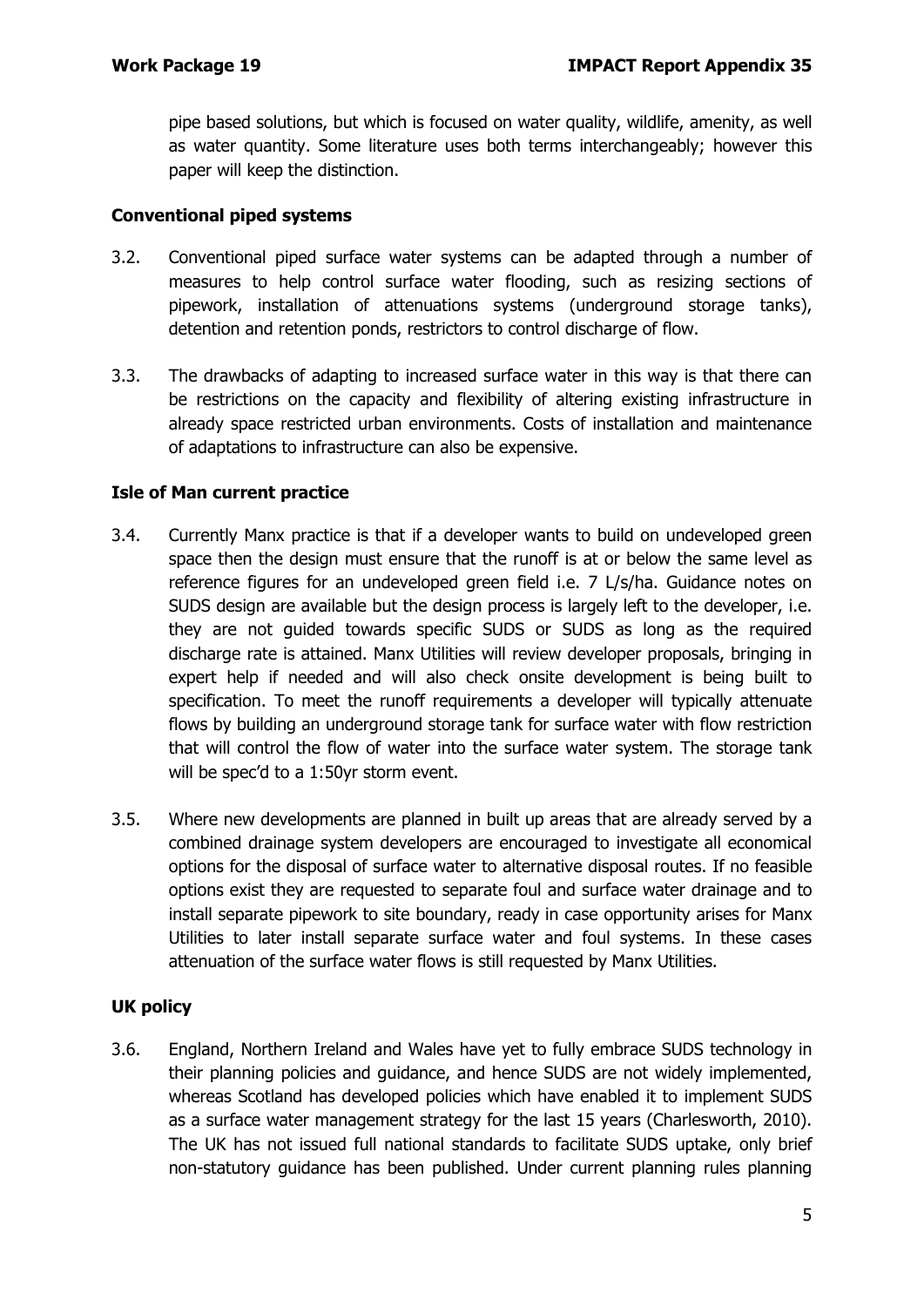pipe based solutions, but which is focused on water quality, wildlife, amenity, as well as water quantity. Some literature uses both terms interchangeably; however this paper will keep the distinction.

**Conventional piped systems**

3.2. Conventional piped surface water systems can be adapted through a number of measures to help control surface water flooding, such as resizing sections of pipework, installation of attenuations systems (underground storage tanks), detention and retention ponds, restrictors to control discharge of flow.

3.3. The drawbacks of adapting to increased surface water in this way is that there can be restrictions on the capacity and flexibility of altering existing infrastructure in already space restricted urban environments. Costs of installation and maintenance of adaptations to infrastructure can also be expensive.

**Isle of Man current practice**

3.4. Currently Manx practice is that if a developer wants to build on undeveloped green space then the design must ensure that the runoff is at or below the same level as reference figures for an undeveloped green field i.e. 7 L/s/ha. Guidance notes on SUDS design are available but the design process is largely left to the developer, i.e. they are not guided towards specific SUDS or SUDS as long as the required discharge rate is attained. Manx Utilities will review developer proposals, bringing in expert help if needed and will also check onsite development is being built to specification. To meet the runoff requirements a developer will typically attenuate flows by building an underground storage tank for surface water with flow restriction that will control the flow of water into the surface water system. The storage tank will be spec'd to a 1:50yr storm event.

3.5. Where new developments are planned in built up areas that are already served by a combined drainage system developers are encouraged to investigate all economical options for the disposal of surface water to alternative disposal routes. If no feasible options exist they are requested to separate foul and surface water drainage and to install separate pipework to site boundary, ready in case opportunity arises for Manx Utilities to later install separate surface water and foul systems. In these cases attenuation of the surface water flows is still requested by Manx Utilities.

**UK policy**

3.6. England, Northern Ireland and Wales have yet to fully embrace SUDS technology in their planning policies and guidance, and hence SUDS are not widely implemented, whereas Scotland has developed policies which have enabled it to implement SUDS as a surface water management strategy for the last 15 years (Charlesworth, 2010). The UK has not issued full national standards to facilitate SUDS uptake, only brief non-statutory guidance has been published. Under current planning rules planning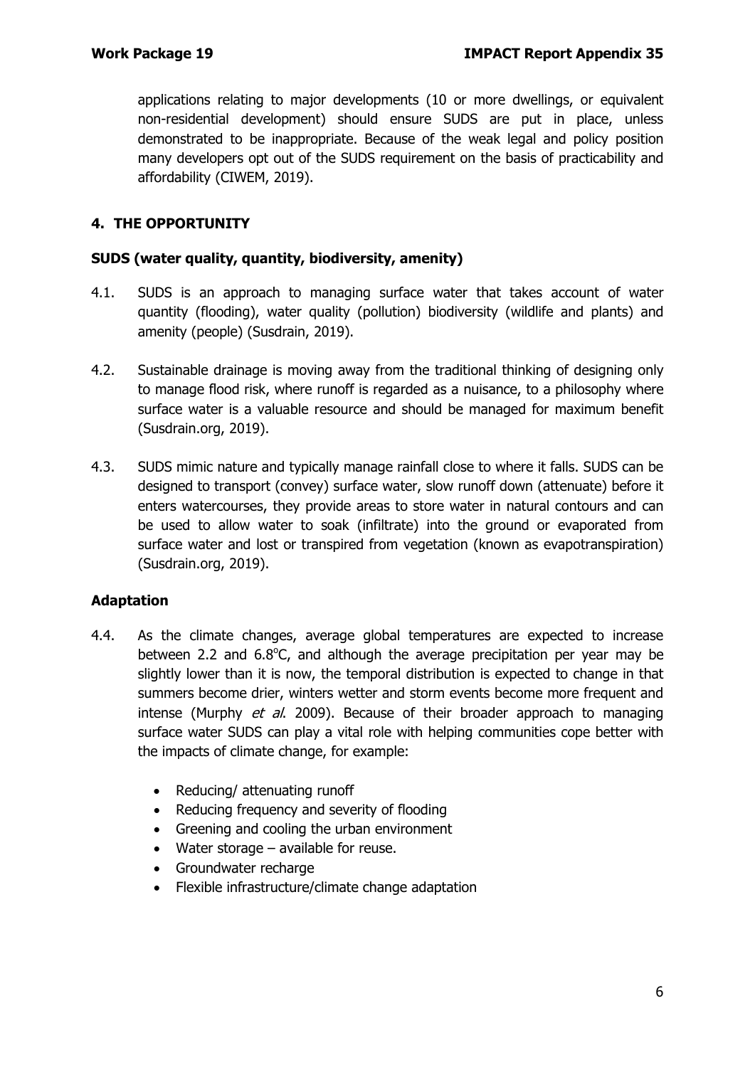applications relating to major developments (10 or more dwellings, or equivalent non-residential development) should ensure SUDS are put in place, unless demonstrated to be inappropriate. Because of the weak legal and policy position many developers opt out of the SUDS requirement on the basis of practicability and affordability (CIWEM, 2019).

## 4. THE OPPORTUNITY

### SUDS (water quality, quantity, biodiversity, amenity)

4.1. SUDS is an approach to managing surface water that takes account of water quantity (flooding), water quality (pollution) biodiversity (wildlife and plants) and amenity (people) (Susdrain, 2019).

4.2. Sustainable drainage is moving away from the traditional thinking of designing only to manage flood risk, where runoff is regarded as a nuisance, to a philosophy where surface water is a valuable resource and should be managed for maximum benefit (Susdrain.org, 2019).

4.3. SUDS mimic nature and typically manage rainfall close to where it falls. SUDS can be designed to transport (convey) surface water, slow runoff down (attenuate) before it enters watercourses, they provide areas to store water in natural contours and can be used to allow water to soak (infiltrate) into the ground or evaporated from surface water and lost or transpired from vegetation (known as evapotranspiration) (Susdrain.org, 2019).

### Adaptation

4.4. As the climate changes, average global temperatures are expected to increase between 2.2 and 6.8$^{o}$C, and although the average precipitation per year may be slightly lower than it is now, the temporal distribution is expected to change in that summers become drier, winters wetter and storm events become more frequent and intense (Murphy *et al.* 2009). Because of their broader approach to managing surface water SUDS can play a vital role with helping communities cope better with the impacts of climate change, for example:

- Reducing/ attenuating runoff
- Reducing frequency and severity of flooding
- Greening and cooling the urban environment
- Water storage – available for reuse.
- Groundwater recharge
- Flexible infrastructure/climate change adaptation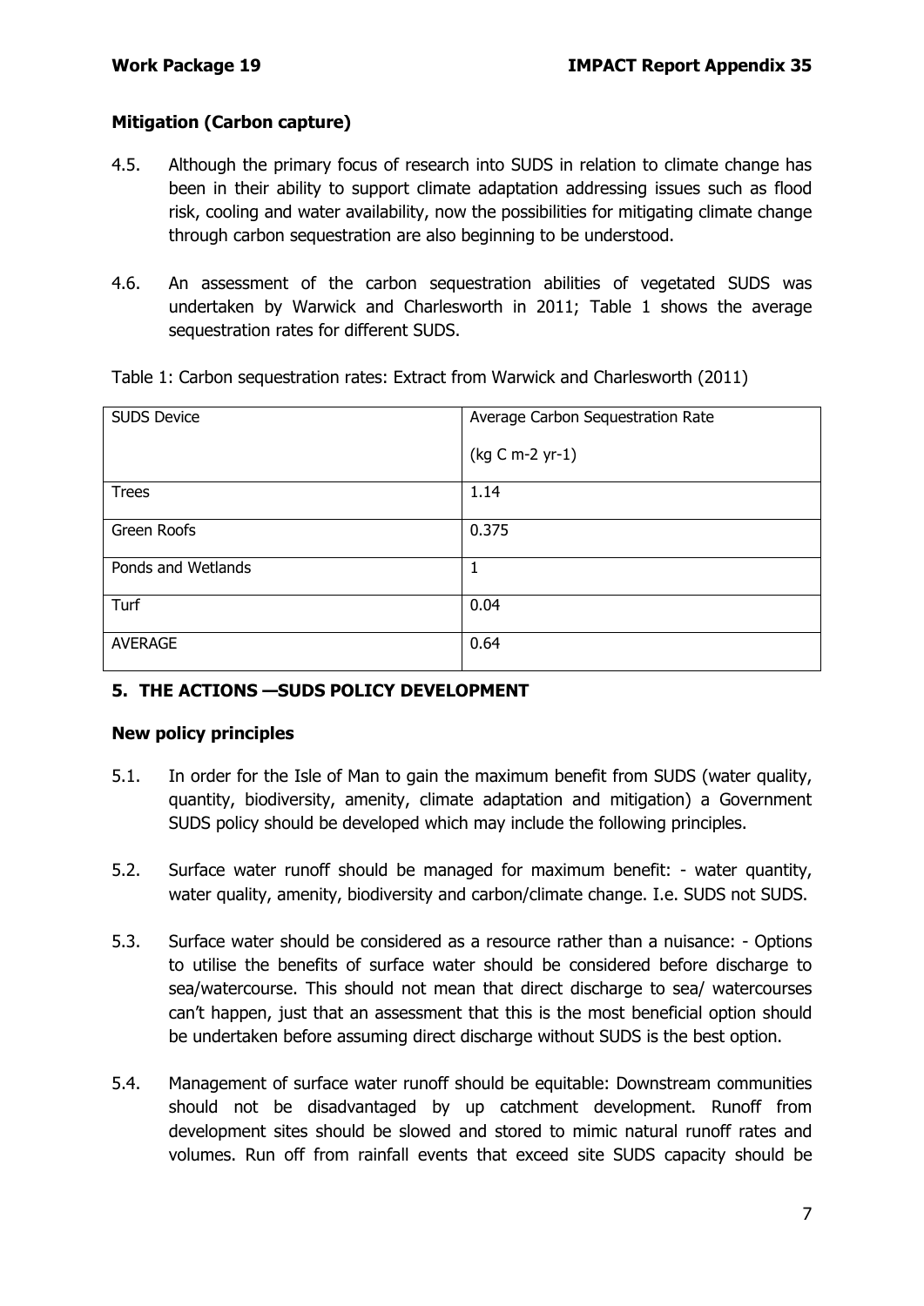### Mitigation (Carbon capture)

4.5. Although the primary focus of research into SUDS in relation to climate change has been in their ability to support climate adaptation addressing issues such as flood risk, cooling and water availability, now the possibilities for mitigating climate change through carbon sequestration are also beginning to be understood.

4.6. An assessment of the carbon sequestration abilities of vegetated SUDS was undertaken by Warwick and Charlesworth in 2011; Table 1 shows the average sequestration rates for different SUDS.

Table 1: Carbon sequestration rates: Extract from Warwick and Charlesworth (2011)

| SUDS Device | Average Carbon Sequestration Rate (kg C m-2 yr-1) |
|---|---|
| Trees | 1.14 |
| Green Roofs | 0.375 |
| Ponds and Wetlands | 1 |
| Turf | 0.04 |
| AVERAGE | 0.64 |

## 5. THE ACTIONS —SUDS POLICY DEVELOPMENT

### New policy principles

5.1. In order for the Isle of Man to gain the maximum benefit from SUDS (water quality, quantity, biodiversity, amenity, climate adaptation and mitigation) a Government SUDS policy should be developed which may include the following principles.

5.2. Surface water runoff should be managed for maximum benefit: - water quantity, water quality, amenity, biodiversity and carbon/climate change. I.e. SUDS not SUDS.

5.3. Surface water should be considered as a resource rather than a nuisance: - Options to utilise the benefits of surface water should be considered before discharge to sea/watercourse. This should not mean that direct discharge to sea/ watercourses can't happen, just that an assessment that this is the most beneficial option should be undertaken before assuming direct discharge without SUDS is the best option.

5.4. Management of surface water runoff should be equitable: Downstream communities should not be disadvantaged by up catchment development. Runoff from development sites should be slowed and stored to mimic natural runoff rates and volumes. Run off from rainfall events that exceed site SUDS capacity should be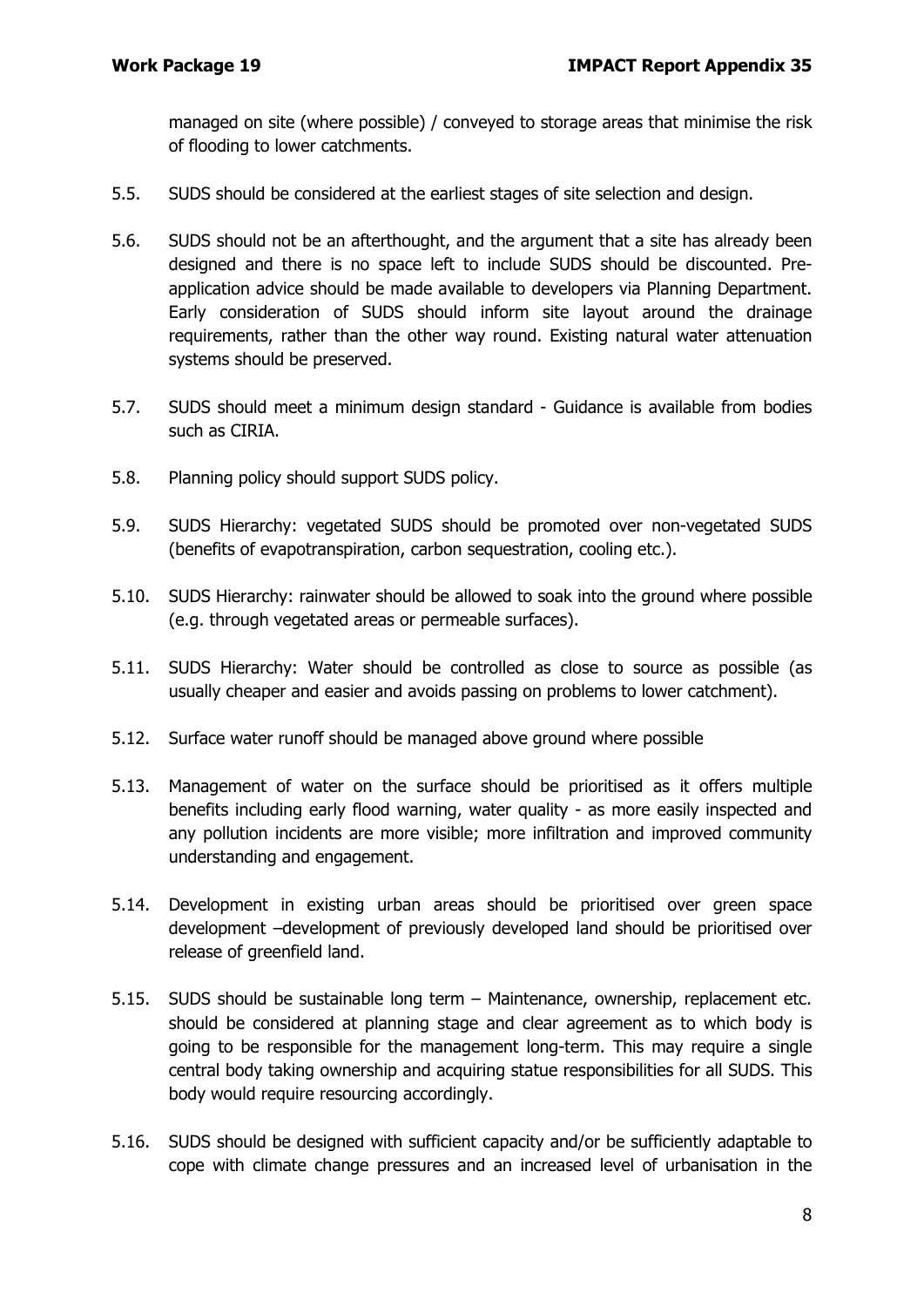managed on site (where possible) / conveyed to storage areas that minimise the risk of flooding to lower catchments.

5.5. SUDS should be considered at the earliest stages of site selection and design.

5.6. SUDS should not be an afterthought, and the argument that a site has already been designed and there is no space left to include SUDS should be discounted. Pre-application advice should be made available to developers via Planning Department. Early consideration of SUDS should inform site layout around the drainage requirements, rather than the other way round. Existing natural water attenuation systems should be preserved.

5.7. SUDS should meet a minimum design standard - Guidance is available from bodies such as CIRIA.

5.8. Planning policy should support SUDS policy.

5.9. SUDS Hierarchy: vegetated SUDS should be promoted over non-vegetated SUDS (benefits of evapotranspiration, carbon sequestration, cooling etc.).

5.10. SUDS Hierarchy: rainwater should be allowed to soak into the ground where possible (e.g. through vegetated areas or permeable surfaces).

5.11. SUDS Hierarchy: Water should be controlled as close to source as possible (as usually cheaper and easier and avoids passing on problems to lower catchment).

5.12. Surface water runoff should be managed above ground where possible

5.13. Management of water on the surface should be prioritised as it offers multiple benefits including early flood warning, water quality - as more easily inspected and any pollution incidents are more visible; more infiltration and improved community understanding and engagement.

5.14. Development in existing urban areas should be prioritised over green space development –development of previously developed land should be prioritised over release of greenfield land.

5.15. SUDS should be sustainable long term – Maintenance, ownership, replacement etc. should be considered at planning stage and clear agreement as to which body is going to be responsible for the management long-term. This may require a single central body taking ownership and acquiring statue responsibilities for all SUDS. This body would require resourcing accordingly.

5.16. SUDS should be designed with sufficient capacity and/or be sufficiently adaptable to cope with climate change pressures and an increased level of urbanisation in the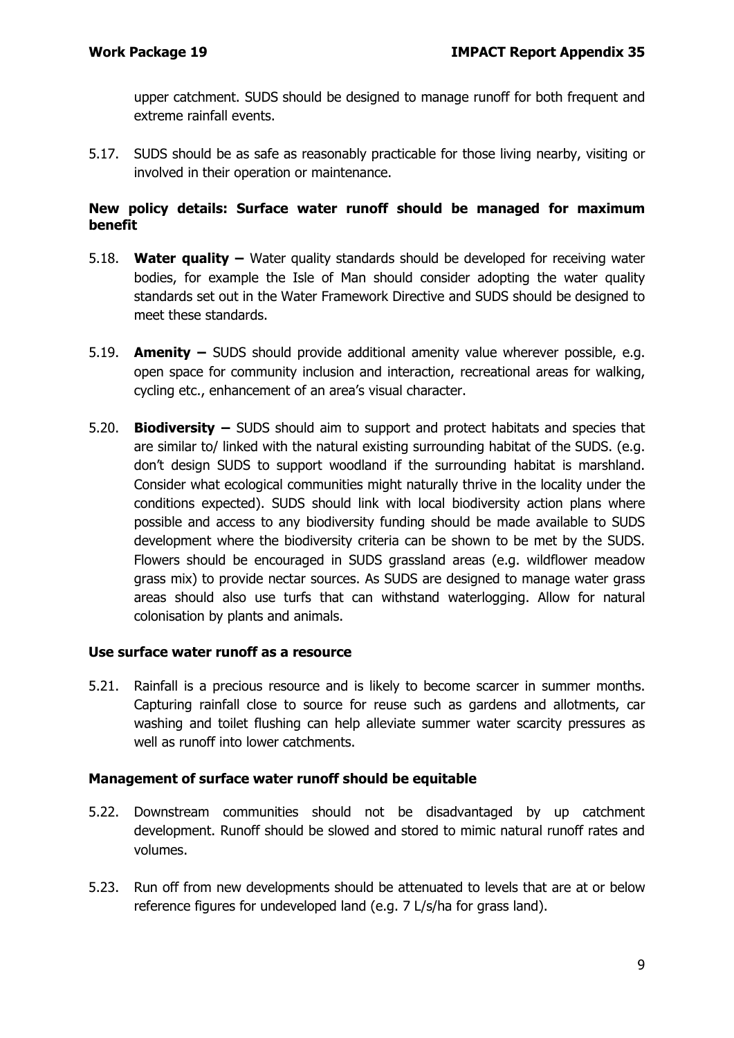upper catchment. SUDS should be designed to manage runoff for both frequent and extreme rainfall events.

5.17. SUDS should be as safe as reasonably practicable for those living nearby, visiting or involved in their operation or maintenance.

**New policy details: Surface water runoff should be managed for maximum benefit**

5.18. **Water quality –** Water quality standards should be developed for receiving water bodies, for example the Isle of Man should consider adopting the water quality standards set out in the Water Framework Directive and SUDS should be designed to meet these standards.

5.19. **Amenity –** SUDS should provide additional amenity value wherever possible, e.g. open space for community inclusion and interaction, recreational areas for walking, cycling etc., enhancement of an area's visual character.

5.20. **Biodiversity –** SUDS should aim to support and protect habitats and species that are similar to/ linked with the natural existing surrounding habitat of the SUDS. (e.g. don't design SUDS to support woodland if the surrounding habitat is marshland. Consider what ecological communities might naturally thrive in the locality under the conditions expected). SUDS should link with local biodiversity action plans where possible and access to any biodiversity funding should be made available to SUDS development where the biodiversity criteria can be shown to be met by the SUDS. Flowers should be encouraged in SUDS grassland areas (e.g. wildflower meadow grass mix) to provide nectar sources. As SUDS are designed to manage water grass areas should also use turfs that can withstand waterlogging. Allow for natural colonisation by plants and animals.

**Use surface water runoff as a resource**

5.21. Rainfall is a precious resource and is likely to become scarcer in summer months. Capturing rainfall close to source for reuse such as gardens and allotments, car washing and toilet flushing can help alleviate summer water scarcity pressures as well as runoff into lower catchments.

**Management of surface water runoff should be equitable**

5.22. Downstream communities should not be disadvantaged by up catchment development. Runoff should be slowed and stored to mimic natural runoff rates and volumes.

5.23. Run off from new developments should be attenuated to levels that are at or below reference figures for undeveloped land (e.g. 7 L/s/ha for grass land).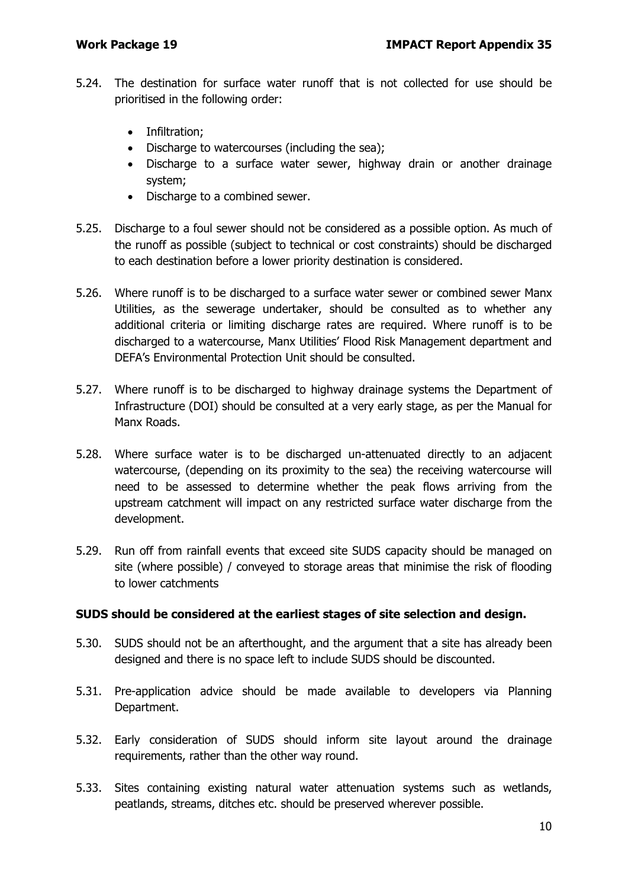5.24. The destination for surface water runoff that is not collected for use should be prioritised in the following order:

- Infiltration;
- Discharge to watercourses (including the sea);
- Discharge to a surface water sewer, highway drain or another drainage system;
- Discharge to a combined sewer.

5.25. Discharge to a foul sewer should not be considered as a possible option. As much of the runoff as possible (subject to technical or cost constraints) should be discharged to each destination before a lower priority destination is considered.

5.26. Where runoff is to be discharged to a surface water sewer or combined sewer Manx Utilities, as the sewerage undertaker, should be consulted as to whether any additional criteria or limiting discharge rates are required. Where runoff is to be discharged to a watercourse, Manx Utilities' Flood Risk Management department and DEFA's Environmental Protection Unit should be consulted.

5.27. Where runoff is to be discharged to highway drainage systems the Department of Infrastructure (DOI) should be consulted at a very early stage, as per the Manual for Manx Roads.

5.28. Where surface water is to be discharged un-attenuated directly to an adjacent watercourse, (depending on its proximity to the sea) the receiving watercourse will need to be assessed to determine whether the peak flows arriving from the upstream catchment will impact on any restricted surface water discharge from the development.

5.29. Run off from rainfall events that exceed site SUDS capacity should be managed on site (where possible) / conveyed to storage areas that minimise the risk of flooding to lower catchments

**SUDS should be considered at the earliest stages of site selection and design.**

5.30. SUDS should not be an afterthought, and the argument that a site has already been designed and there is no space left to include SUDS should be discounted.

5.31. Pre-application advice should be made available to developers via Planning Department.

5.32. Early consideration of SUDS should inform site layout around the drainage requirements, rather than the other way round.

5.33. Sites containing existing natural water attenuation systems such as wetlands, peatlands, streams, ditches etc. should be preserved wherever possible.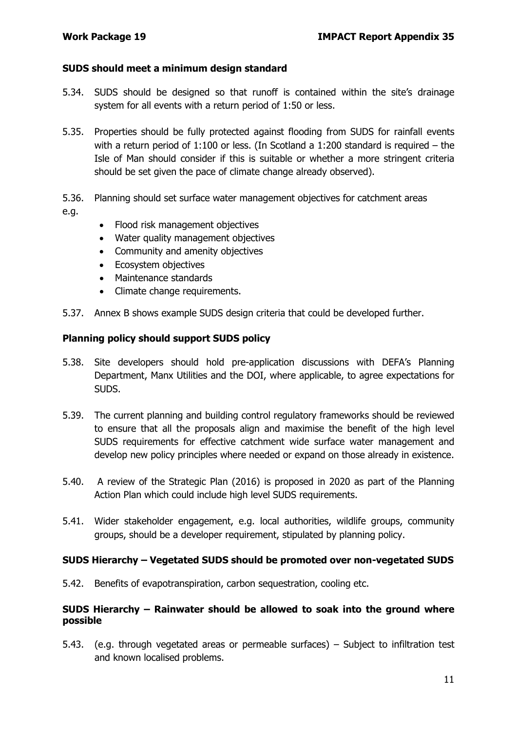**SUDS should meet a minimum design standard**

5.34. SUDS should be designed so that runoff is contained within the site's drainage system for all events with a return period of 1:50 or less.

5.35. Properties should be fully protected against flooding from SUDS for rainfall events with a return period of 1:100 or less. (In Scotland a 1:200 standard is required – the Isle of Man should consider if this is suitable or whether a more stringent criteria should be set given the pace of climate change already observed).

5.36. Planning should set surface water management objectives for catchment areas e.g.

- Flood risk management objectives
- Water quality management objectives
- Community and amenity objectives
- Ecosystem objectives
- Maintenance standards
- Climate change requirements.

5.37. Annex B shows example SUDS design criteria that could be developed further.

**Planning policy should support SUDS policy**

5.38. Site developers should hold pre-application discussions with DEFA's Planning Department, Manx Utilities and the DOI, where applicable, to agree expectations for SUDS.

5.39. The current planning and building control regulatory frameworks should be reviewed to ensure that all the proposals align and maximise the benefit of the high level SUDS requirements for effective catchment wide surface water management and develop new policy principles where needed or expand on those already in existence.

5.40. A review of the Strategic Plan (2016) is proposed in 2020 as part of the Planning Action Plan which could include high level SUDS requirements.

5.41. Wider stakeholder engagement, e.g. local authorities, wildlife groups, community groups, should be a developer requirement, stipulated by planning policy.

**SUDS Hierarchy – Vegetated SUDS should be promoted over non-vegetated SUDS**

5.42. Benefits of evapotranspiration, carbon sequestration, cooling etc.

**SUDS Hierarchy – Rainwater should be allowed to soak into the ground where possible**

5.43. (e.g. through vegetated areas or permeable surfaces) – Subject to infiltration test and known localised problems.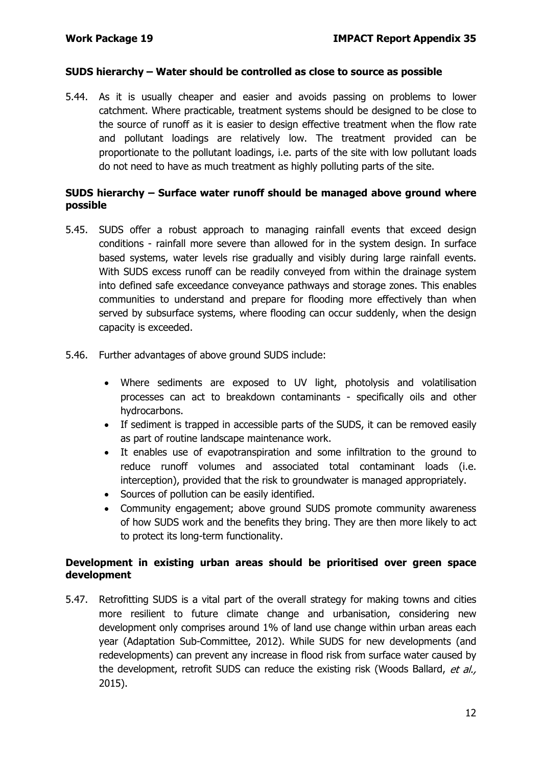### SUDS hierarchy – Water should be controlled as close to source as possible

5.44. As it is usually cheaper and easier and avoids passing on problems to lower catchment. Where practicable, treatment systems should be designed to be close to the source of runoff as it is easier to design effective treatment when the flow rate and pollutant loadings are relatively low. The treatment provided can be proportionate to the pollutant loadings, i.e. parts of the site with low pollutant loads do not need to have as much treatment as highly polluting parts of the site.

### SUDS hierarchy – Surface water runoff should be managed above ground where possible

5.45. SUDS offer a robust approach to managing rainfall events that exceed design conditions - rainfall more severe than allowed for in the system design. In surface based systems, water levels rise gradually and visibly during large rainfall events. With SUDS excess runoff can be readily conveyed from within the drainage system into defined safe exceedance conveyance pathways and storage zones. This enables communities to understand and prepare for flooding more effectively than when served by subsurface systems, where flooding can occur suddenly, when the design capacity is exceeded.

5.46. Further advantages of above ground SUDS include:

- Where sediments are exposed to UV light, photolysis and volatilisation processes can act to breakdown contaminants - specifically oils and other hydrocarbons.
- If sediment is trapped in accessible parts of the SUDS, it can be removed easily as part of routine landscape maintenance work.
- It enables use of evapotranspiration and some infiltration to the ground to reduce runoff volumes and associated total contaminant loads (i.e. interception), provided that the risk to groundwater is managed appropriately.
- Sources of pollution can be easily identified.
- Community engagement; above ground SUDS promote community awareness of how SUDS work and the benefits they bring. They are then more likely to act to protect its long-term functionality.

### Development in existing urban areas should be prioritised over green space development

5.47. Retrofitting SUDS is a vital part of the overall strategy for making towns and cities more resilient to future climate change and urbanisation, considering new development only comprises around 1% of land use change within urban areas each year (Adaptation Sub-Committee, 2012). While SUDS for new developments (and redevelopments) can prevent any increase in flood risk from surface water caused by the development, retrofit SUDS can reduce the existing risk (Woods Ballard, *et al.,* 2015).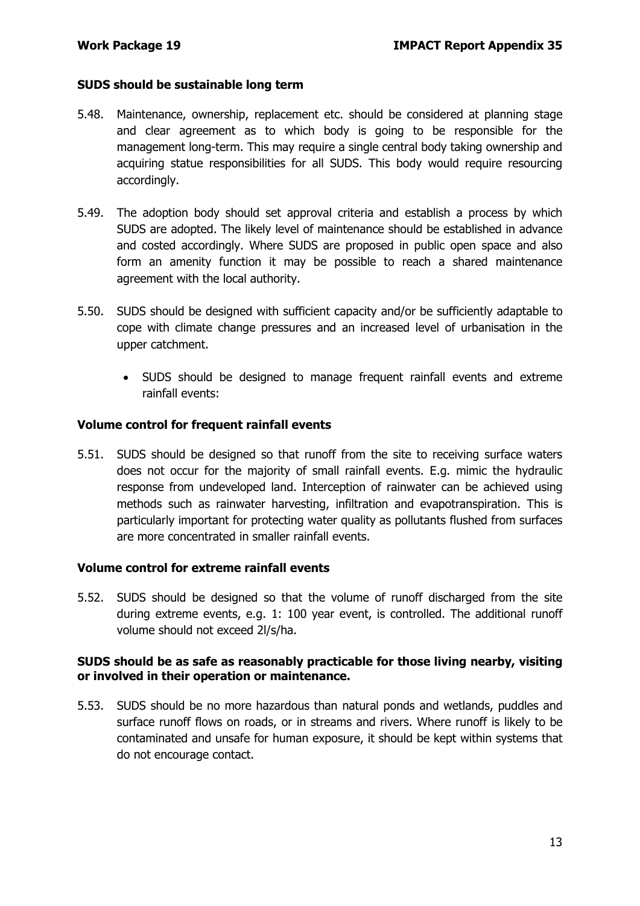**SUDS should be sustainable long term**

5.48. Maintenance, ownership, replacement etc. should be considered at planning stage and clear agreement as to which body is going to be responsible for the management long-term. This may require a single central body taking ownership and acquiring statue responsibilities for all SUDS. This body would require resourcing accordingly.

5.49. The adoption body should set approval criteria and establish a process by which SUDS are adopted. The likely level of maintenance should be established in advance and costed accordingly. Where SUDS are proposed in public open space and also form an amenity function it may be possible to reach a shared maintenance agreement with the local authority.

5.50. SUDS should be designed with sufficient capacity and/or be sufficiently adaptable to cope with climate change pressures and an increased level of urbanisation in the upper catchment.

- SUDS should be designed to manage frequent rainfall events and extreme rainfall events:

**Volume control for frequent rainfall events**

5.51. SUDS should be designed so that runoff from the site to receiving surface waters does not occur for the majority of small rainfall events. E.g. mimic the hydraulic response from undeveloped land. Interception of rainwater can be achieved using methods such as rainwater harvesting, infiltration and evapotranspiration. This is particularly important for protecting water quality as pollutants flushed from surfaces are more concentrated in smaller rainfall events.

**Volume control for extreme rainfall events**

5.52. SUDS should be designed so that the volume of runoff discharged from the site during extreme events, e.g. 1: 100 year event, is controlled. The additional runoff volume should not exceed 2l/s/ha.

**SUDS should be as safe as reasonably practicable for those living nearby, visiting or involved in their operation or maintenance.**

5.53. SUDS should be no more hazardous than natural ponds and wetlands, puddles and surface runoff flows on roads, or in streams and rivers. Where runoff is likely to be contaminated and unsafe for human exposure, it should be kept within systems that do not encourage contact.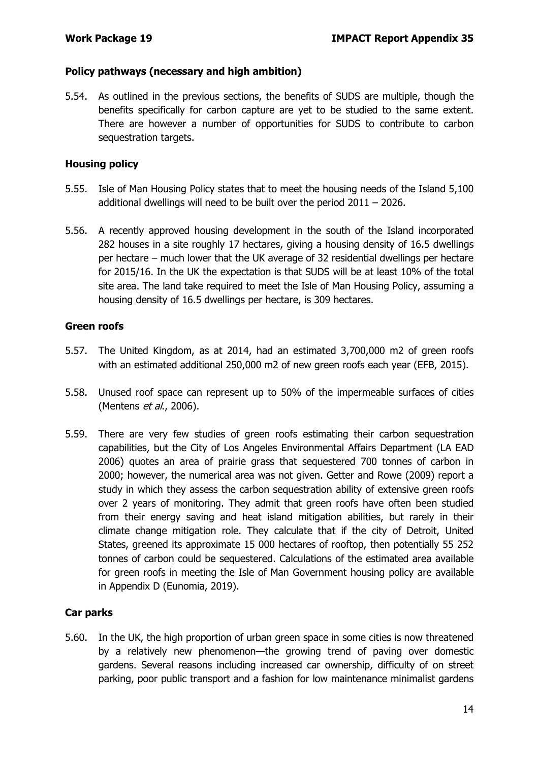### Policy pathways (necessary and high ambition)

5.54. As outlined in the previous sections, the benefits of SUDS are multiple, though the benefits specifically for carbon capture are yet to be studied to the same extent. There are however a number of opportunities for SUDS to contribute to carbon sequestration targets.

### Housing policy

5.55. Isle of Man Housing Policy states that to meet the housing needs of the Island 5,100 additional dwellings will need to be built over the period 2011 – 2026.

5.56. A recently approved housing development in the south of the Island incorporated 282 houses in a site roughly 17 hectares, giving a housing density of 16.5 dwellings per hectare – much lower that the UK average of 32 residential dwellings per hectare for 2015/16. In the UK the expectation is that SUDS will be at least 10% of the total site area. The land take required to meet the Isle of Man Housing Policy, assuming a housing density of 16.5 dwellings per hectare, is 309 hectares.

### Green roofs

5.57. The United Kingdom, as at 2014, had an estimated 3,700,000 m2 of green roofs with an estimated additional 250,000 m2 of new green roofs each year (EFB, 2015).

5.58. Unused roof space can represent up to 50% of the impermeable surfaces of cities (Mentens *et al*., 2006).

5.59. There are very few studies of green roofs estimating their carbon sequestration capabilities, but the City of Los Angeles Environmental Affairs Department (LA EAD 2006) quotes an area of prairie grass that sequestered 700 tonnes of carbon in 2000; however, the numerical area was not given. Getter and Rowe (2009) report a study in which they assess the carbon sequestration ability of extensive green roofs over 2 years of monitoring. They admit that green roofs have often been studied from their energy saving and heat island mitigation abilities, but rarely in their climate change mitigation role. They calculate that if the city of Detroit, United States, greened its approximate 15 000 hectares of rooftop, then potentially 55 252 tonnes of carbon could be sequestered. Calculations of the estimated area available for green roofs in meeting the Isle of Man Government housing policy are available in Appendix D (Eunomia, 2019).

### Car parks

5.60. In the UK, the high proportion of urban green space in some cities is now threatened by a relatively new phenomenon—the growing trend of paving over domestic gardens. Several reasons including increased car ownership, difficulty of on street parking, poor public transport and a fashion for low maintenance minimalist gardens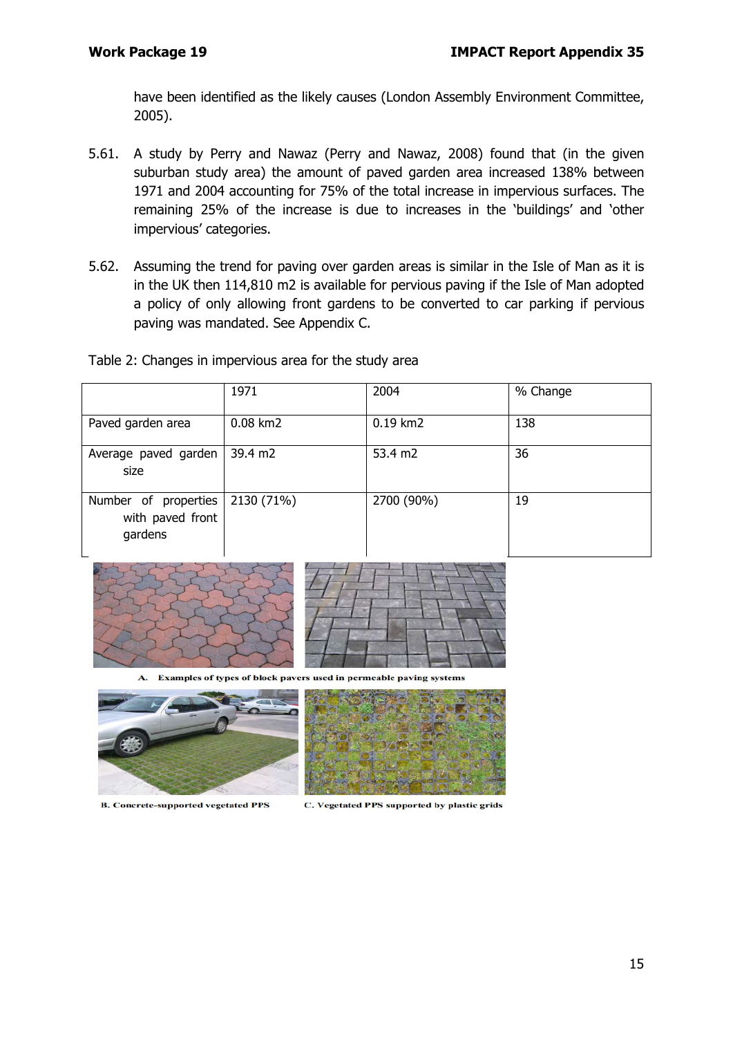have been identified as the likely causes (London Assembly Environment Committee, 2005).

5.61. A study by Perry and Nawaz (Perry and Nawaz, 2008) found that (in the given suburban study area) the amount of paved garden area increased 138% between 1971 and 2004 accounting for 75% of the total increase in impervious surfaces. The remaining 25% of the increase is due to increases in the 'buildings' and 'other impervious' categories.

5.62. Assuming the trend for paving over garden areas is similar in the Isle of Man as it is in the UK then 114,810 m2 is available for pervious paving if the Isle of Man adopted a policy of only allowing front gardens to be converted to car parking if pervious paving was mandated. See Appendix C.

Table 2: Changes in impervious area for the study area

| | 1971 | 2004 | % Change |
|---|---|---|---|
| Paved garden area | 0.08 km2 | 0.19 km2 | 138 |
| Average paved garden size | 39.4 m2 | 53.4 m2 | 36 |
| Number of properties with paved front gardens | 2130 (71%) | 2700 (90%) | 19 |

A. Examples of types of block pavers used in permeable paving systems

B. Concrete-supported vegetated PPS

C. Vegetated PPS supported by plastic grids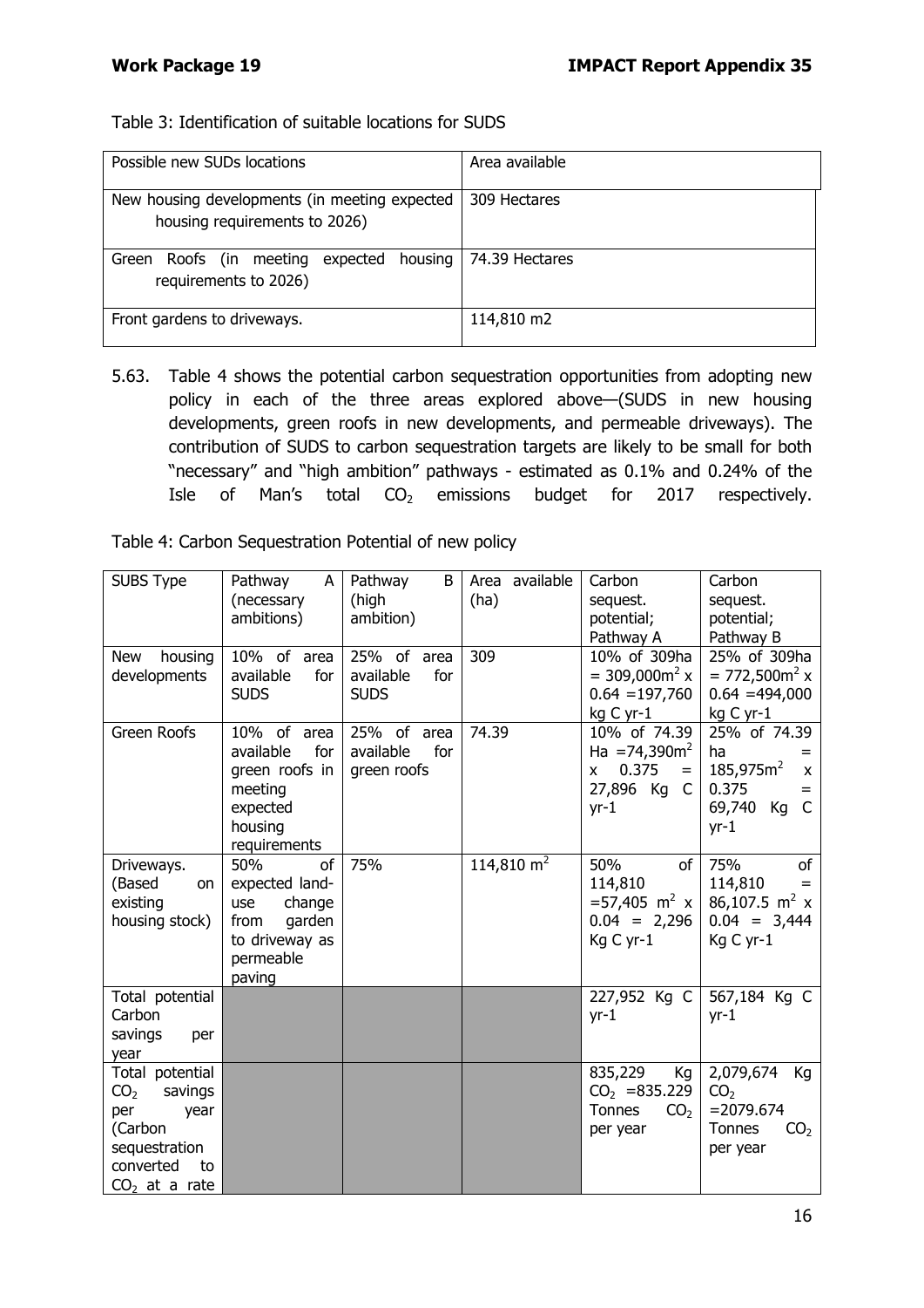Table 3: Identification of suitable locations for SUDS

| Possible new SUDs locations | Area available |
|---|---|
| New housing developments (in meeting expected housing requirements to 2026) | 309 Hectares |
| Green Roofs (in meeting expected housing requirements to 2026) | 74.39 Hectares |
| Front gardens to driveways. | 114,810 m2 |

5.63. Table 4 shows the potential carbon sequestration opportunities from adopting new policy in each of the three areas explored above—(SUDS in new housing developments, green roofs in new developments, and permeable driveways). The contribution of SUDS to carbon sequestration targets are likely to be small for both "necessary" and "high ambition" pathways - estimated as 0.1% and 0.24% of the Isle of Man's total $CO_2$ emissions budget for 2017 respectively.

Table 4: Carbon Sequestration Potential of new policy

| SUBS Type | Pathway A (necessary ambitions) | Pathway B (high ambition) | Area available (ha) | Carbon sequest. potential; Pathway A | Carbon sequest. potential; Pathway B |
|---|---|---|---|---|---|
| New housing developments | 10% of area available for SUDS | 25% of area available for SUDS | 309 | 10% of 309ha = 309,000$m^2$ x 0.64 =197,760 kg C yr-1 | 25% of 309ha = 772,500$m^2$ x 0.64 =494,000 kg C yr-1 |
| Green Roofs | 10% of area available for green roofs in meeting expected housing requirements | 25% of area available for green roofs | 74.39 | 10% of 74.39 Ha =74,390$m^2$ x 0.375 = 27,896 Kg C yr-1 | 25% of 74.39 ha = 185,975$m^2$ x 0.375 = 69,740 Kg C yr-1 |
| Driveways. (Based on existing housing stock) | 50% of expected land-use change from garden to driveway as permeable paving | 75% | 114,810 $m^2$ | 50% of 114,810 =57,405 $m^2$ x 0.04 = 2,296 Kg C yr-1 | 75% of 114,810 = 86,107.5 $m^2$ x 0.04 = 3,444 Kg C yr-1 |
| Total potential Carbon savings per year | | | | 227,952 Kg C yr-1 | 567,184 Kg C yr-1 |
| Total potential $CO_2$ savings per year (Carbon sequestration converted to $CO_2$ at a rate | | | | 835,229 Kg $CO_2$ =835.229 Tonnes $CO_2$ per year | 2,079,674 Kg $CO_2$ =2079.674 Tonnes $CO_2$ per year |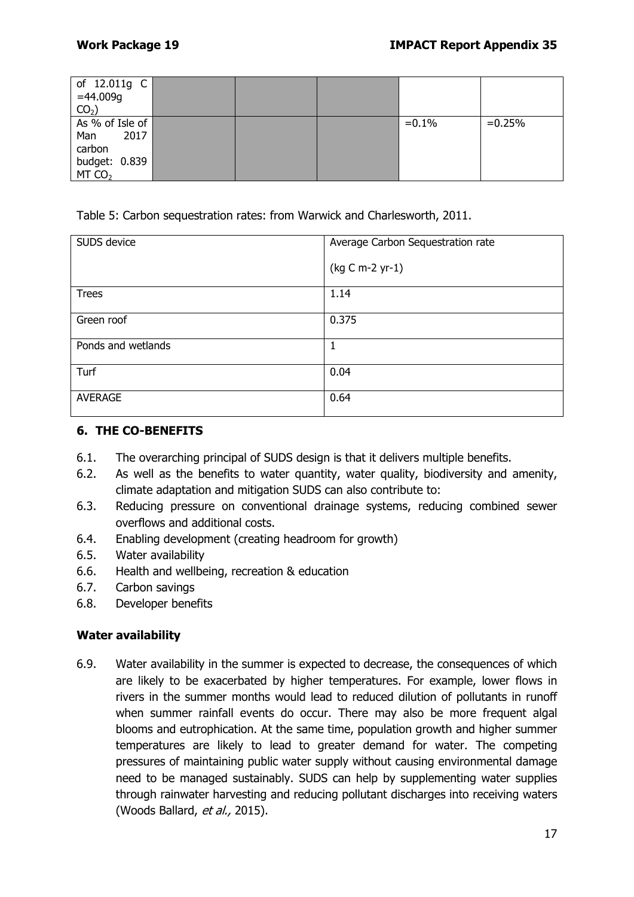| of 12.011g C =44.009g $CO_2$) | | | | | |
|---|---|---|---|---|---|
| As % of Isle of Man 2017 carbon budget: 0.839 MT $CO_2$ | | | | =0.1% | =0.25% |

Table 5: Carbon sequestration rates: from Warwick and Charlesworth, 2011.

| SUDS device | Average Carbon Sequestration rate (kg C m-2 yr-1) |
|---|---|
| Trees | 1.14 |
| Green roof | 0.375 |
| Ponds and wetlands | 1 |
| Turf | 0.04 |
| AVERAGE | 0.64 |

## 6. THE CO-BENEFITS

6.1. The overarching principal of SUDS design is that it delivers multiple benefits.

6.2. As well as the benefits to water quantity, water quality, biodiversity and amenity, climate adaptation and mitigation SUDS can also contribute to:

6.3. Reducing pressure on conventional drainage systems, reducing combined sewer overflows and additional costs.

6.4. Enabling development (creating headroom for growth)

6.5. Water availability

6.6. Health and wellbeing, recreation & education

6.7. Carbon savings

6.8. Developer benefits

### Water availability

6.9. Water availability in the summer is expected to decrease, the consequences of which are likely to be exacerbated by higher temperatures. For example, lower flows in rivers in the summer months would lead to reduced dilution of pollutants in runoff when summer rainfall events do occur. There may also be more frequent algal blooms and eutrophication. At the same time, population growth and higher summer temperatures are likely to lead to greater demand for water. The competing pressures of maintaining public water supply without causing environmental damage need to be managed sustainably. SUDS can help by supplementing water supplies through rainwater harvesting and reducing pollutant discharges into receiving waters (Woods Ballard, *et al.,* 2015).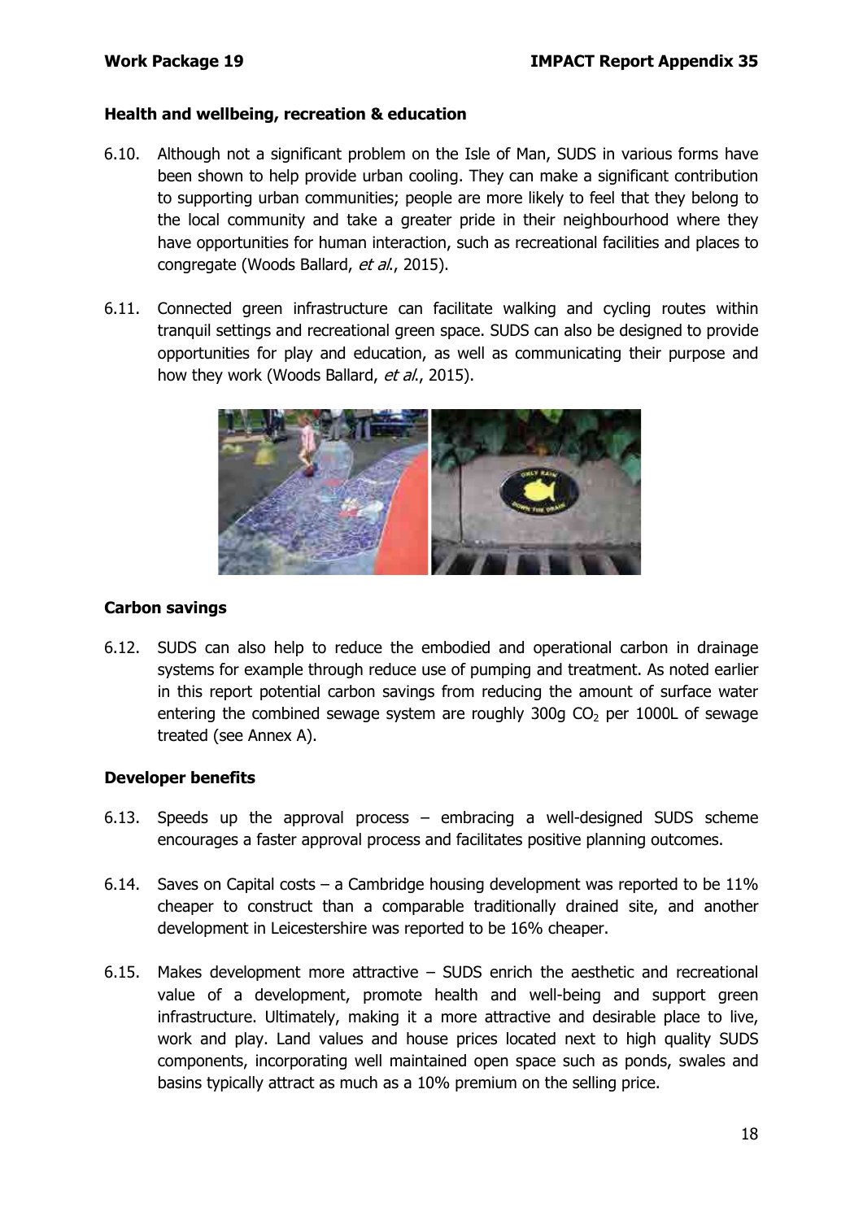**Health and wellbeing, recreation & education**

6.10. Although not a significant problem on the Isle of Man, SUDS in various forms have been shown to help provide urban cooling. They can make a significant contribution to supporting urban communities; people are more likely to feel that they belong to the local community and take a greater pride in their neighbourhood where they have opportunities for human interaction, such as recreational facilities and places to congregate (Woods Ballard, *et al.*, 2015).

6.11. Connected green infrastructure can facilitate walking and cycling routes within tranquil settings and recreational green space. SUDS can also be designed to provide opportunities for play and education, as well as communicating their purpose and how they work (Woods Ballard, *et al.*, 2015).

**Carbon savings**

6.12. SUDS can also help to reduce the embodied and operational carbon in drainage systems for example through reduce use of pumping and treatment. As noted earlier in this report potential carbon savings from reducing the amount of surface water entering the combined sewage system are roughly 300g $CO_2$ per 1000L of sewage treated (see Annex A).

**Developer benefits**

6.13. Speeds up the approval process – embracing a well-designed SUDS scheme encourages a faster approval process and facilitates positive planning outcomes.

6.14. Saves on Capital costs – a Cambridge housing development was reported to be 11% cheaper to construct than a comparable traditionally drained site, and another development in Leicestershire was reported to be 16% cheaper.

6.15. Makes development more attractive – SUDS enrich the aesthetic and recreational value of a development, promote health and well-being and support green infrastructure. Ultimately, making it a more attractive and desirable place to live, work and play. Land values and house prices located next to high quality SUDS components, incorporating well maintained open space such as ponds, swales and basins typically attract as much as a 10% premium on the selling price.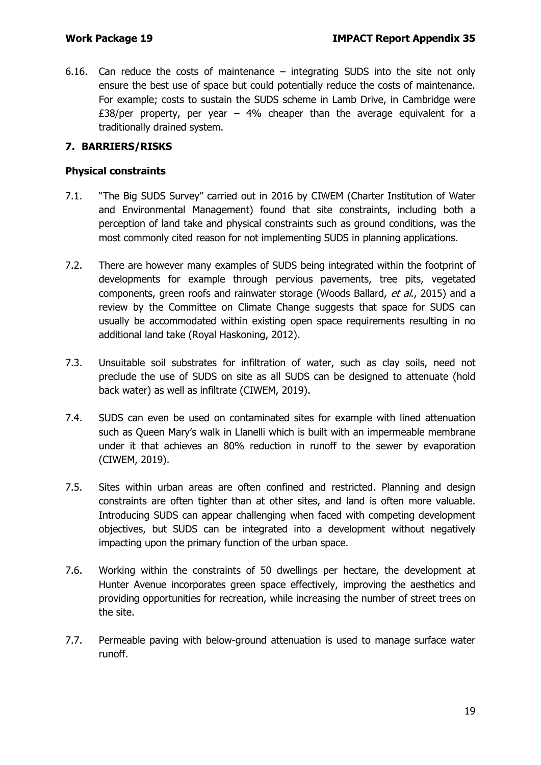6.16. Can reduce the costs of maintenance – integrating SUDS into the site not only ensure the best use of space but could potentially reduce the costs of maintenance. For example; costs to sustain the SUDS scheme in Lamb Drive, in Cambridge were £38/per property, per year – 4% cheaper than the average equivalent for a traditionally drained system.

## 7. BARRIERS/RISKS

### Physical constraints

7.1. "The Big SUDS Survey" carried out in 2016 by CIWEM (Charter Institution of Water and Environmental Management) found that site constraints, including both a perception of land take and physical constraints such as ground conditions, was the most commonly cited reason for not implementing SUDS in planning applications.

7.2. There are however many examples of SUDS being integrated within the footprint of developments for example through pervious pavements, tree pits, vegetated components, green roofs and rainwater storage (Woods Ballard, *et al.*, 2015) and a review by the Committee on Climate Change suggests that space for SUDS can usually be accommodated within existing open space requirements resulting in no additional land take (Royal Haskoning, 2012).

7.3. Unsuitable soil substrates for infiltration of water, such as clay soils, need not preclude the use of SUDS on site as all SUDS can be designed to attenuate (hold back water) as well as infiltrate (CIWEM, 2019).

7.4. SUDS can even be used on contaminated sites for example with lined attenuation such as Queen Mary's walk in Llanelli which is built with an impermeable membrane under it that achieves an 80% reduction in runoff to the sewer by evaporation (CIWEM, 2019).

7.5. Sites within urban areas are often confined and restricted. Planning and design constraints are often tighter than at other sites, and land is often more valuable. Introducing SUDS can appear challenging when faced with competing development objectives, but SUDS can be integrated into a development without negatively impacting upon the primary function of the urban space.

7.6. Working within the constraints of 50 dwellings per hectare, the development at Hunter Avenue incorporates green space effectively, improving the aesthetics and providing opportunities for recreation, while increasing the number of street trees on the site.

7.7. Permeable paving with below-ground attenuation is used to manage surface water runoff.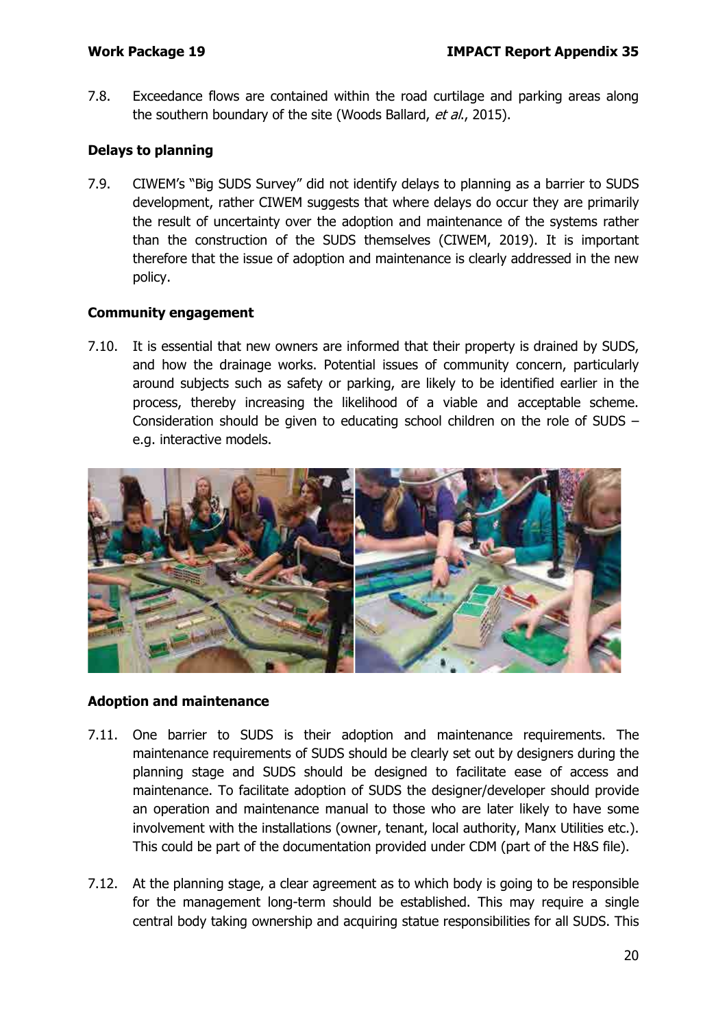7.8. Exceedance flows are contained within the road curtilage and parking areas along the southern boundary of the site (Woods Ballard, *et al*., 2015).

**Delays to planning**

7.9. CIWEM's "Big SUDS Survey" did not identify delays to planning as a barrier to SUDS development, rather CIWEM suggests that where delays do occur they are primarily the result of uncertainty over the adoption and maintenance of the systems rather than the construction of the SUDS themselves (CIWEM, 2019). It is important therefore that the issue of adoption and maintenance is clearly addressed in the new policy.

**Community engagement**

7.10. It is essential that new owners are informed that their property is drained by SUDS, and how the drainage works. Potential issues of community concern, particularly around subjects such as safety or parking, are likely to be identified earlier in the process, thereby increasing the likelihood of a viable and acceptable scheme. Consideration should be given to educating school children on the role of SUDS – e.g. interactive models.

**Adoption and maintenance**

7.11. One barrier to SUDS is their adoption and maintenance requirements. The maintenance requirements of SUDS should be clearly set out by designers during the planning stage and SUDS should be designed to facilitate ease of access and maintenance. To facilitate adoption of SUDS the designer/developer should provide an operation and maintenance manual to those who are later likely to have some involvement with the installations (owner, tenant, local authority, Manx Utilities etc.). This could be part of the documentation provided under CDM (part of the H&S file).

7.12. At the planning stage, a clear agreement as to which body is going to be responsible for the management long-term should be established. This may require a single central body taking ownership and acquiring statue responsibilities for all SUDS. This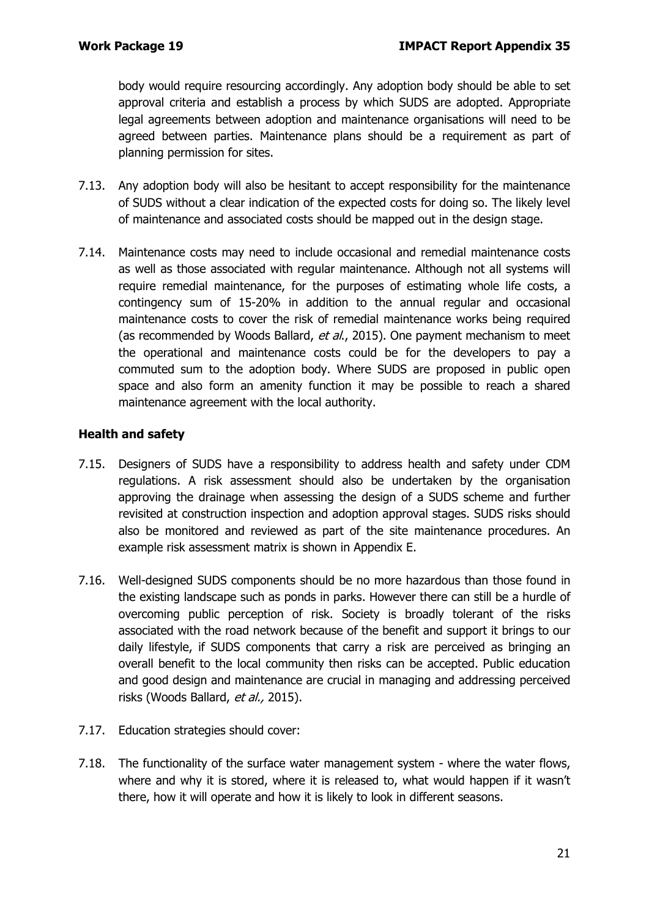body would require resourcing accordingly. Any adoption body should be able to set approval criteria and establish a process by which SUDS are adopted. Appropriate legal agreements between adoption and maintenance organisations will need to be agreed between parties. Maintenance plans should be a requirement as part of planning permission for sites.

7.13. Any adoption body will also be hesitant to accept responsibility for the maintenance of SUDS without a clear indication of the expected costs for doing so. The likely level of maintenance and associated costs should be mapped out in the design stage.

7.14. Maintenance costs may need to include occasional and remedial maintenance costs as well as those associated with regular maintenance. Although not all systems will require remedial maintenance, for the purposes of estimating whole life costs, a contingency sum of 15-20% in addition to the annual regular and occasional maintenance costs to cover the risk of remedial maintenance works being required (as recommended by Woods Ballard, *et al*., 2015). One payment mechanism to meet the operational and maintenance costs could be for the developers to pay a commuted sum to the adoption body. Where SUDS are proposed in public open space and also form an amenity function it may be possible to reach a shared maintenance agreement with the local authority.

### Health and safety

7.15. Designers of SUDS have a responsibility to address health and safety under CDM regulations. A risk assessment should also be undertaken by the organisation approving the drainage when assessing the design of a SUDS scheme and further revisited at construction inspection and adoption approval stages. SUDS risks should also be monitored and reviewed as part of the site maintenance procedures. An example risk assessment matrix is shown in Appendix E.

7.16. Well-designed SUDS components should be no more hazardous than those found in the existing landscape such as ponds in parks. However there can still be a hurdle of overcoming public perception of risk. Society is broadly tolerant of the risks associated with the road network because of the benefit and support it brings to our daily lifestyle, if SUDS components that carry a risk are perceived as bringing an overall benefit to the local community then risks can be accepted. Public education and good design and maintenance are crucial in managing and addressing perceived risks (Woods Ballard, *et al.,* 2015).

7.17. Education strategies should cover:

7.18. The functionality of the surface water management system - where the water flows, where and why it is stored, where it is released to, what would happen if it wasn't there, how it will operate and how it is likely to look in different seasons.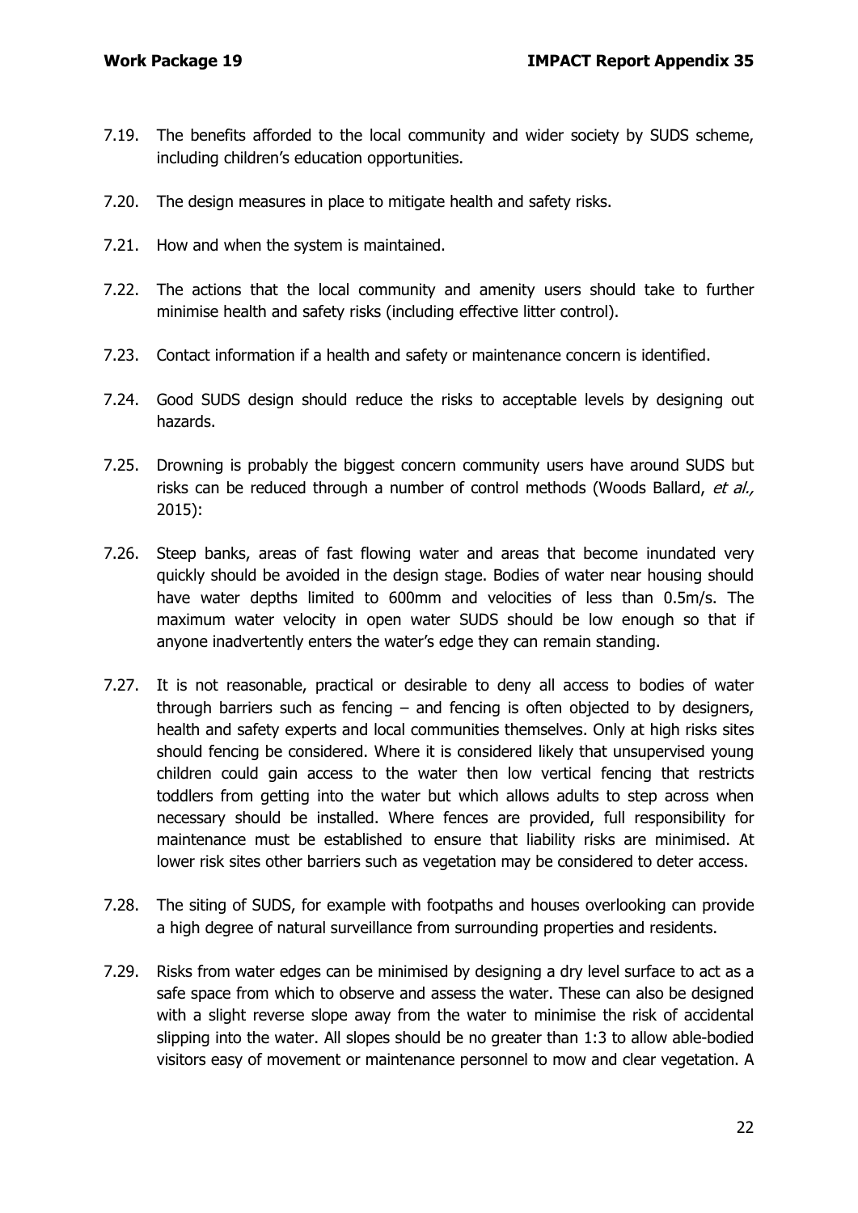7.19. The benefits afforded to the local community and wider society by SUDS scheme, including children's education opportunities.

7.20. The design measures in place to mitigate health and safety risks.

7.21. How and when the system is maintained.

7.22. The actions that the local community and amenity users should take to further minimise health and safety risks (including effective litter control).

7.23. Contact information if a health and safety or maintenance concern is identified.

7.24. Good SUDS design should reduce the risks to acceptable levels by designing out hazards.

7.25. Drowning is probably the biggest concern community users have around SUDS but risks can be reduced through a number of control methods (Woods Ballard, *et al.,* 2015):

7.26. Steep banks, areas of fast flowing water and areas that become inundated very quickly should be avoided in the design stage. Bodies of water near housing should have water depths limited to 600mm and velocities of less than 0.5m/s. The maximum water velocity in open water SUDS should be low enough so that if anyone inadvertently enters the water's edge they can remain standing.

7.27. It is not reasonable, practical or desirable to deny all access to bodies of water through barriers such as fencing – and fencing is often objected to by designers, health and safety experts and local communities themselves. Only at high risks sites should fencing be considered. Where it is considered likely that unsupervised young children could gain access to the water then low vertical fencing that restricts toddlers from getting into the water but which allows adults to step across when necessary should be installed. Where fences are provided, full responsibility for maintenance must be established to ensure that liability risks are minimised. At lower risk sites other barriers such as vegetation may be considered to deter access.

7.28. The siting of SUDS, for example with footpaths and houses overlooking can provide a high degree of natural surveillance from surrounding properties and residents.

7.29. Risks from water edges can be minimised by designing a dry level surface to act as a safe space from which to observe and assess the water. These can also be designed with a slight reverse slope away from the water to minimise the risk of accidental slipping into the water. All slopes should be no greater than 1:3 to allow able-bodied visitors easy of movement or maintenance personnel to mow and clear vegetation. A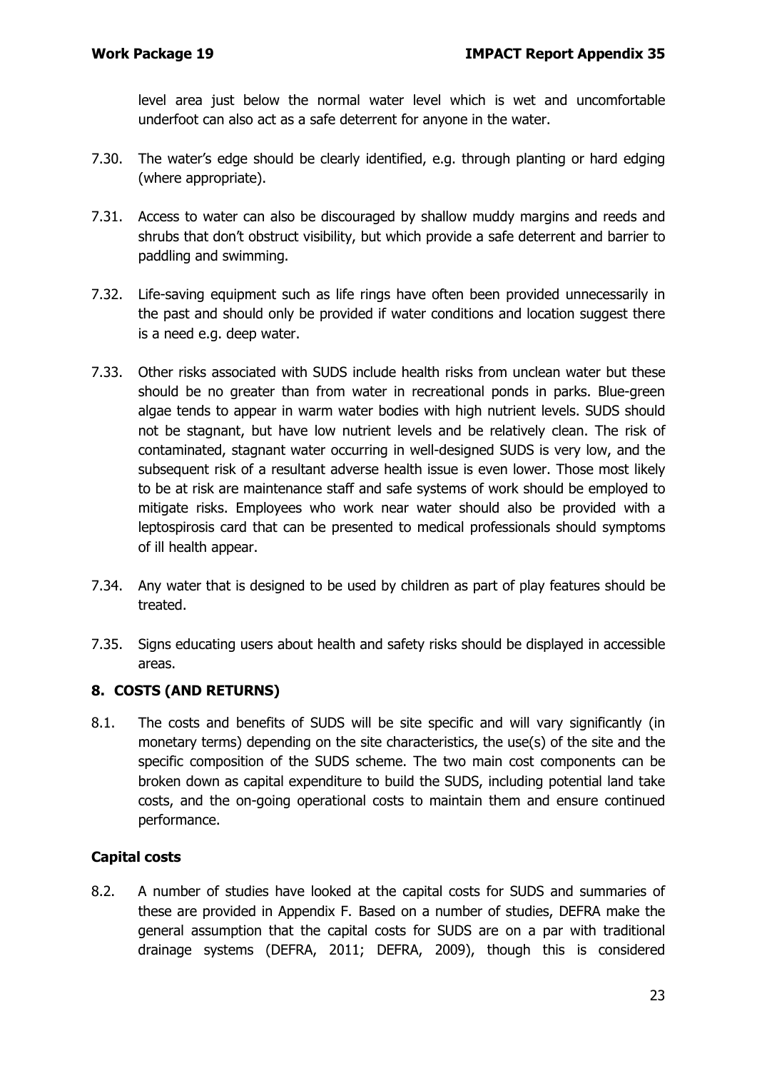level area just below the normal water level which is wet and uncomfortable underfoot can also act as a safe deterrent for anyone in the water.

7.30. The water's edge should be clearly identified, e.g. through planting or hard edging (where appropriate).

7.31. Access to water can also be discouraged by shallow muddy margins and reeds and shrubs that don't obstruct visibility, but which provide a safe deterrent and barrier to paddling and swimming.

7.32. Life-saving equipment such as life rings have often been provided unnecessarily in the past and should only be provided if water conditions and location suggest there is a need e.g. deep water.

7.33. Other risks associated with SUDS include health risks from unclean water but these should be no greater than from water in recreational ponds in parks. Blue-green algae tends to appear in warm water bodies with high nutrient levels. SUDS should not be stagnant, but have low nutrient levels and be relatively clean. The risk of contaminated, stagnant water occurring in well-designed SUDS is very low, and the subsequent risk of a resultant adverse health issue is even lower. Those most likely to be at risk are maintenance staff and safe systems of work should be employed to mitigate risks. Employees who work near water should also be provided with a leptospirosis card that can be presented to medical professionals should symptoms of ill health appear.

7.34. Any water that is designed to be used by children as part of play features should be treated.

7.35. Signs educating users about health and safety risks should be displayed in accessible areas.

## 8. COSTS (AND RETURNS)

8.1. The costs and benefits of SUDS will be site specific and will vary significantly (in monetary terms) depending on the site characteristics, the use(s) of the site and the specific composition of the SUDS scheme. The two main cost components can be broken down as capital expenditure to build the SUDS, including potential land take costs, and the on-going operational costs to maintain them and ensure continued performance.

### Capital costs

8.2. A number of studies have looked at the capital costs for SUDS and summaries of these are provided in Appendix F. Based on a number of studies, DEFRA make the general assumption that the capital costs for SUDS are on a par with traditional drainage systems (DEFRA, 2011; DEFRA, 2009), though this is considered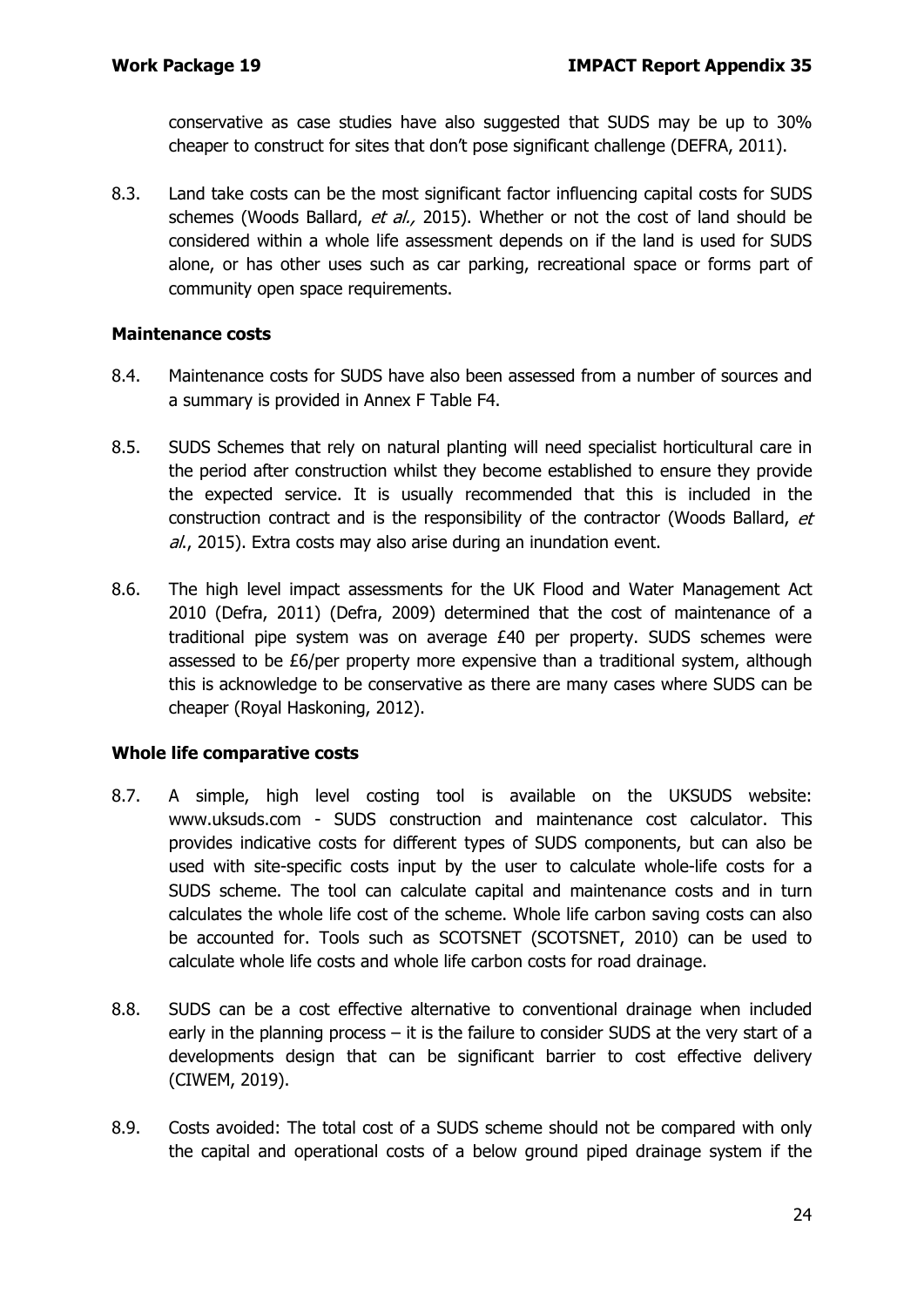conservative as case studies have also suggested that SUDS may be up to 30% cheaper to construct for sites that don't pose significant challenge (DEFRA, 2011).

8.3. Land take costs can be the most significant factor influencing capital costs for SUDS schemes (Woods Ballard, *et al.,* 2015). Whether or not the cost of land should be considered within a whole life assessment depends on if the land is used for SUDS alone, or has other uses such as car parking, recreational space or forms part of community open space requirements.

**Maintenance costs**

8.4. Maintenance costs for SUDS have also been assessed from a number of sources and a summary is provided in Annex F Table F4.

8.5. SUDS Schemes that rely on natural planting will need specialist horticultural care in the period after construction whilst they become established to ensure they provide the expected service. It is usually recommended that this is included in the construction contract and is the responsibility of the contractor (Woods Ballard, *et al*., 2015). Extra costs may also arise during an inundation event.

8.6. The high level impact assessments for the UK Flood and Water Management Act 2010 (Defra, 2011) (Defra, 2009) determined that the cost of maintenance of a traditional pipe system was on average £40 per property. SUDS schemes were assessed to be £6/per property more expensive than a traditional system, although this is acknowledge to be conservative as there are many cases where SUDS can be cheaper (Royal Haskoning, 2012).

**Whole life comparative costs**

8.7. A simple, high level costing tool is available on the UKSUDS website: www.uksuds.com - SUDS construction and maintenance cost calculator. This provides indicative costs for different types of SUDS components, but can also be used with site-specific costs input by the user to calculate whole-life costs for a SUDS scheme. The tool can calculate capital and maintenance costs and in turn calculates the whole life cost of the scheme. Whole life carbon saving costs can also be accounted for. Tools such as SCOTSNET (SCOTSNET, 2010) can be used to calculate whole life costs and whole life carbon costs for road drainage.

8.8. SUDS can be a cost effective alternative to conventional drainage when included early in the planning process – it is the failure to consider SUDS at the very start of a developments design that can be significant barrier to cost effective delivery (CIWEM, 2019).

8.9. Costs avoided: The total cost of a SUDS scheme should not be compared with only the capital and operational costs of a below ground piped drainage system if the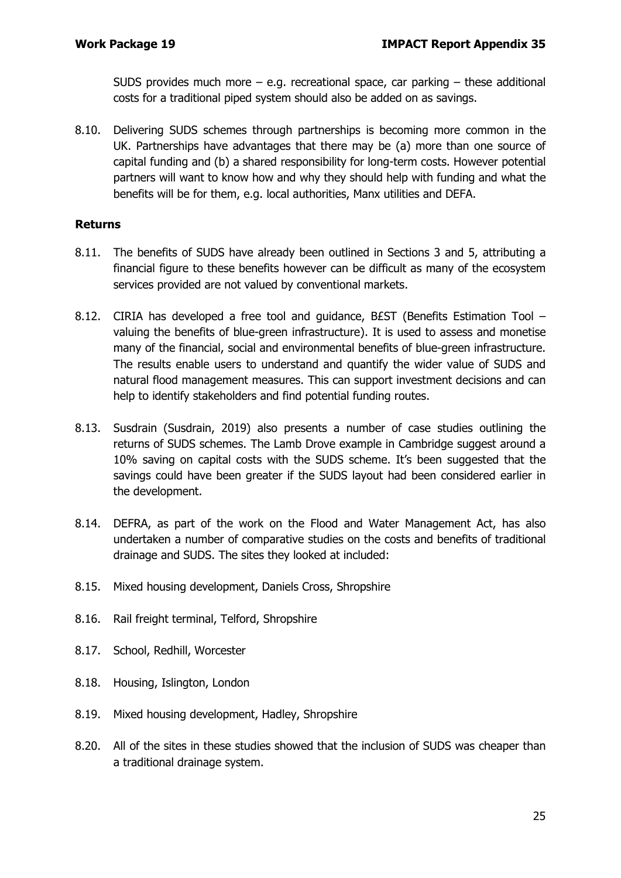SUDS provides much more – e.g. recreational space, car parking – these additional costs for a traditional piped system should also be added on as savings.

8.10. Delivering SUDS schemes through partnerships is becoming more common in the UK. Partnerships have advantages that there may be (a) more than one source of capital funding and (b) a shared responsibility for long-term costs. However potential partners will want to know how and why they should help with funding and what the benefits will be for them, e.g. local authorities, Manx utilities and DEFA.

**Returns**

8.11. The benefits of SUDS have already been outlined in Sections 3 and 5, attributing a financial figure to these benefits however can be difficult as many of the ecosystem services provided are not valued by conventional markets.

8.12. CIRIA has developed a free tool and guidance, B£ST (Benefits Estimation Tool – valuing the benefits of blue-green infrastructure). It is used to assess and monetise many of the financial, social and environmental benefits of blue-green infrastructure. The results enable users to understand and quantify the wider value of SUDS and natural flood management measures. This can support investment decisions and can help to identify stakeholders and find potential funding routes.

8.13. Susdrain (Susdrain, 2019) also presents a number of case studies outlining the returns of SUDS schemes. The Lamb Drove example in Cambridge suggest around a 10% saving on capital costs with the SUDS scheme. It's been suggested that the savings could have been greater if the SUDS layout had been considered earlier in the development.

8.14. DEFRA, as part of the work on the Flood and Water Management Act, has also undertaken a number of comparative studies on the costs and benefits of traditional drainage and SUDS. The sites they looked at included:

8.15. Mixed housing development, Daniels Cross, Shropshire

8.16. Rail freight terminal, Telford, Shropshire

8.17. School, Redhill, Worcester

8.18. Housing, Islington, London

8.19. Mixed housing development, Hadley, Shropshire

8.20. All of the sites in these studies showed that the inclusion of SUDS was cheaper than a traditional drainage system.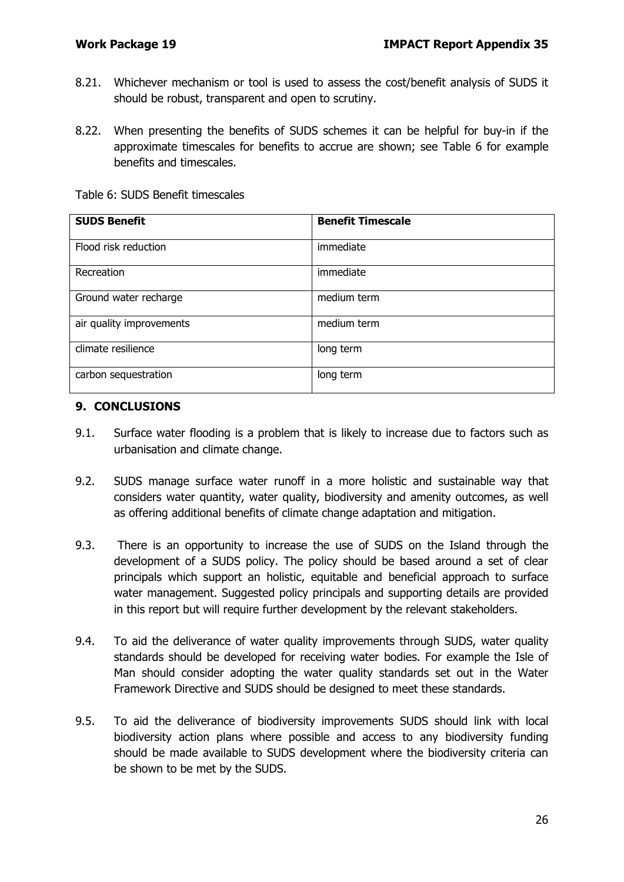8.21. Whichever mechanism or tool is used to assess the cost/benefit analysis of SUDS it should be robust, transparent and open to scrutiny.

8.22. When presenting the benefits of SUDS schemes it can be helpful for buy-in if the approximate timescales for benefits to accrue are shown; see Table 6 for example benefits and timescales.

Table 6: SUDS Benefit timescales

| SUDS Benefit | Benefit Timescale |
| --- | --- |
| Flood risk reduction | immediate |
| Recreation | immediate |
| Ground water recharge | medium term |
| air quality improvements | medium term |
| climate resilience | long term |
| carbon sequestration | long term |

## 9. CONCLUSIONS

9.1. Surface water flooding is a problem that is likely to increase due to factors such as urbanisation and climate change.

9.2. SUDS manage surface water runoff in a more holistic and sustainable way that considers water quantity, water quality, biodiversity and amenity outcomes, as well as offering additional benefits of climate change adaptation and mitigation.

9.3. There is an opportunity to increase the use of SUDS on the Island through the development of a SUDS policy. The policy should be based around a set of clear principals which support an holistic, equitable and beneficial approach to surface water management. Suggested policy principals and supporting details are provided in this report but will require further development by the relevant stakeholders.

9.4. To aid the deliverance of water quality improvements through SUDS, water quality standards should be developed for receiving water bodies. For example the Isle of Man should consider adopting the water quality standards set out in the Water Framework Directive and SUDS should be designed to meet these standards.

9.5. To aid the deliverance of biodiversity improvements SUDS should link with local biodiversity action plans where possible and access to any biodiversity funding should be made available to SUDS development where the biodiversity criteria can be shown to be met by the SUDS.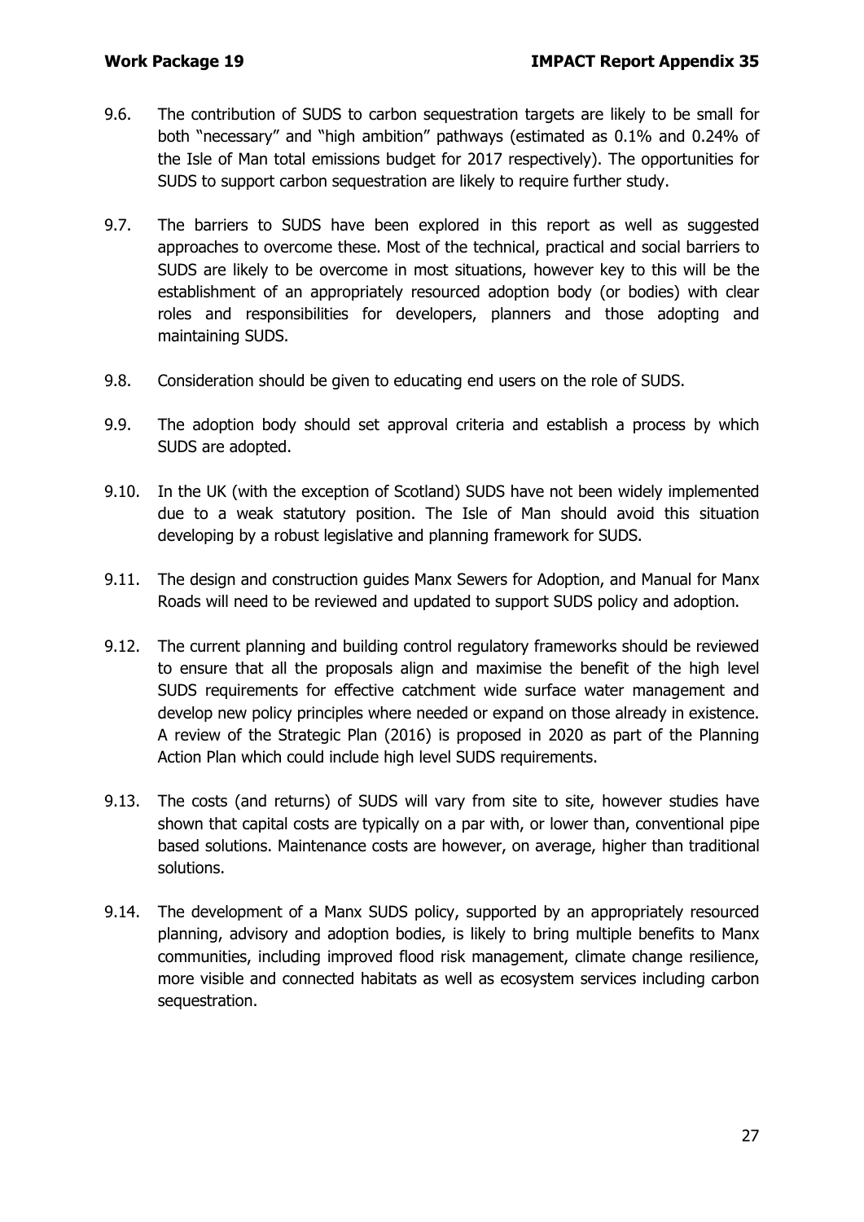9.6. The contribution of SUDS to carbon sequestration targets are likely to be small for both "necessary" and "high ambition" pathways (estimated as 0.1% and 0.24% of the Isle of Man total emissions budget for 2017 respectively). The opportunities for SUDS to support carbon sequestration are likely to require further study.

9.7. The barriers to SUDS have been explored in this report as well as suggested approaches to overcome these. Most of the technical, practical and social barriers to SUDS are likely to be overcome in most situations, however key to this will be the establishment of an appropriately resourced adoption body (or bodies) with clear roles and responsibilities for developers, planners and those adopting and maintaining SUDS.

9.8. Consideration should be given to educating end users on the role of SUDS.

9.9. The adoption body should set approval criteria and establish a process by which SUDS are adopted.

9.10. In the UK (with the exception of Scotland) SUDS have not been widely implemented due to a weak statutory position. The Isle of Man should avoid this situation developing by a robust legislative and planning framework for SUDS.

9.11. The design and construction guides Manx Sewers for Adoption, and Manual for Manx Roads will need to be reviewed and updated to support SUDS policy and adoption.

9.12. The current planning and building control regulatory frameworks should be reviewed to ensure that all the proposals align and maximise the benefit of the high level SUDS requirements for effective catchment wide surface water management and develop new policy principles where needed or expand on those already in existence. A review of the Strategic Plan (2016) is proposed in 2020 as part of the Planning Action Plan which could include high level SUDS requirements.

9.13. The costs (and returns) of SUDS will vary from site to site, however studies have shown that capital costs are typically on a par with, or lower than, conventional pipe based solutions. Maintenance costs are however, on average, higher than traditional solutions.

9.14. The development of a Manx SUDS policy, supported by an appropriately resourced planning, advisory and adoption bodies, is likely to bring multiple benefits to Manx communities, including improved flood risk management, climate change resilience, more visible and connected habitats as well as ecosystem services including carbon sequestration.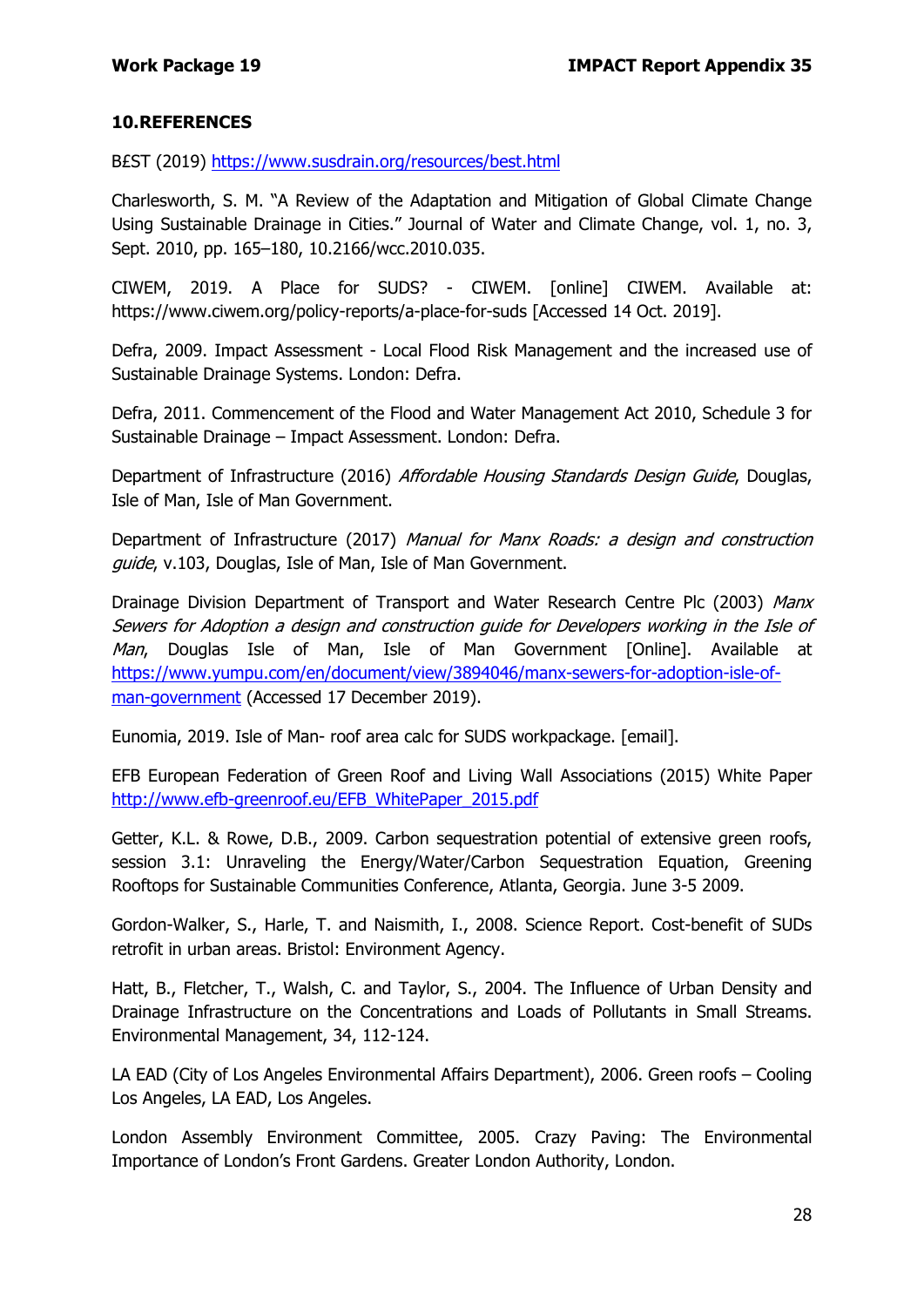## 10. REFERENCES

B£ST (2019) https://www.susdrain.org/resources/best.html

Charlesworth, S. M. "A Review of the Adaptation and Mitigation of Global Climate Change Using Sustainable Drainage in Cities." Journal of Water and Climate Change, vol. 1, no. 3, Sept. 2010, pp. 165–180, 10.2166/wcc.2010.035.

CIWEM, 2019. A Place for SUDS? - CIWEM. [online] CIWEM. Available at: https://www.ciwem.org/policy-reports/a-place-for-suds [Accessed 14 Oct. 2019].

Defra, 2009. Impact Assessment - Local Flood Risk Management and the increased use of Sustainable Drainage Systems. London: Defra.

Defra, 2011. Commencement of the Flood and Water Management Act 2010, Schedule 3 for Sustainable Drainage – Impact Assessment. London: Defra.

Department of Infrastructure (2016) *Affordable Housing Standards Design Guide*, Douglas, Isle of Man, Isle of Man Government.

Department of Infrastructure (2017) *Manual for Manx Roads: a design and construction guide*, v.103, Douglas, Isle of Man, Isle of Man Government.

Drainage Division Department of Transport and Water Research Centre Plc (2003) *Manx Sewers for Adoption a design and construction guide for Developers working in the Isle of Man*, Douglas Isle of Man, Isle of Man Government [Online]. Available at https://www.yumpu.com/en/document/view/3894046/manx-sewers-for-adoption-isle-of-man-government (Accessed 17 December 2019).

Eunomia, 2019. Isle of Man- roof area calc for SUDS workpackage. [email].

EFB European Federation of Green Roof and Living Wall Associations (2015) White Paper http://www.efb-greenroof.eu/EFB_WhitePaper_2015.pdf

Getter, K.L. & Rowe, D.B., 2009. Carbon sequestration potential of extensive green roofs, session 3.1: Unraveling the Energy/Water/Carbon Sequestration Equation, Greening Rooftops for Sustainable Communities Conference, Atlanta, Georgia. June 3-5 2009.

Gordon-Walker, S., Harle, T. and Naismith, I., 2008. Science Report. Cost-benefit of SUDs retrofit in urban areas. Bristol: Environment Agency.

Hatt, B., Fletcher, T., Walsh, C. and Taylor, S., 2004. The Influence of Urban Density and Drainage Infrastructure on the Concentrations and Loads of Pollutants in Small Streams. Environmental Management, 34, 112-124.

LA EAD (City of Los Angeles Environmental Affairs Department), 2006. Green roofs – Cooling Los Angeles, LA EAD, Los Angeles.

London Assembly Environment Committee, 2005. Crazy Paving: The Environmental Importance of London's Front Gardens. Greater London Authority, London.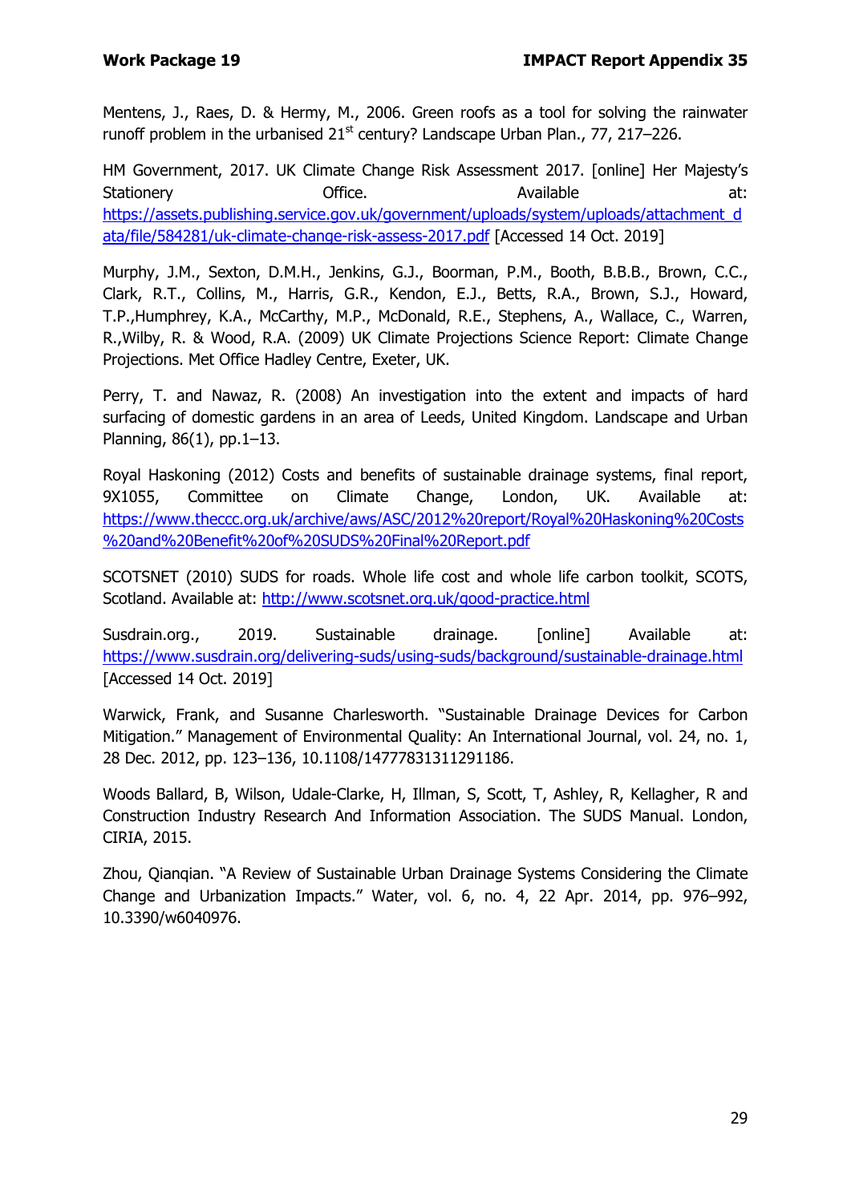Mentens, J., Raes, D. & Hermy, M., 2006. Green roofs as a tool for solving the rainwater runoff problem in the urbanised 21st century? Landscape Urban Plan., 77, 217–226.

HM Government, 2017. UK Climate Change Risk Assessment 2017. [online] Her Majesty's Stationery Office. Available at: https://assets.publishing.service.gov.uk/government/uploads/system/uploads/attachment_data/file/584281/uk-climate-change-risk-assess-2017.pdf [Accessed 14 Oct. 2019]

Murphy, J.M., Sexton, D.M.H., Jenkins, G.J., Boorman, P.M., Booth, B.B.B., Brown, C.C., Clark, R.T., Collins, M., Harris, G.R., Kendon, E.J., Betts, R.A., Brown, S.J., Howard, T.P.,Humphrey, K.A., McCarthy, M.P., McDonald, R.E., Stephens, A., Wallace, C., Warren, R.,Wilby, R. & Wood, R.A. (2009) UK Climate Projections Science Report: Climate Change Projections. Met Office Hadley Centre, Exeter, UK.

Perry, T. and Nawaz, R. (2008) An investigation into the extent and impacts of hard surfacing of domestic gardens in an area of Leeds, United Kingdom. Landscape and Urban Planning, 86(1), pp.1–13.

Royal Haskoning (2012) Costs and benefits of sustainable drainage systems, final report, 9X1055, Committee on Climate Change, London, UK. Available at: https://www.theccc.org.uk/archive/aws/ASC/2012%20report/Royal%20Haskoning%20Costs%20and%20Benefit%20of%20SUDS%20Final%20Report.pdf

SCOTSNET (2010) SUDS for roads. Whole life cost and whole life carbon toolkit, SCOTS, Scotland. Available at: http://www.scotsnet.org.uk/good-practice.html

Susdrain.org., 2019. Sustainable drainage. [online] Available at: https://www.susdrain.org/delivering-suds/using-suds/background/sustainable-drainage.html [Accessed 14 Oct. 2019]

Warwick, Frank, and Susanne Charlesworth. "Sustainable Drainage Devices for Carbon Mitigation." Management of Environmental Quality: An International Journal, vol. 24, no. 1, 28 Dec. 2012, pp. 123–136, 10.1108/14777831311291186.

Woods Ballard, B, Wilson, Udale-Clarke, H, Illman, S, Scott, T, Ashley, R, Kellagher, R and Construction Industry Research And Information Association. The SUDS Manual. London, CIRIA, 2015.

Zhou, Qianqian. "A Review of Sustainable Urban Drainage Systems Considering the Climate Change and Urbanization Impacts." Water, vol. 6, no. 4, 22 Apr. 2014, pp. 976–992, 10.3390/w6040976.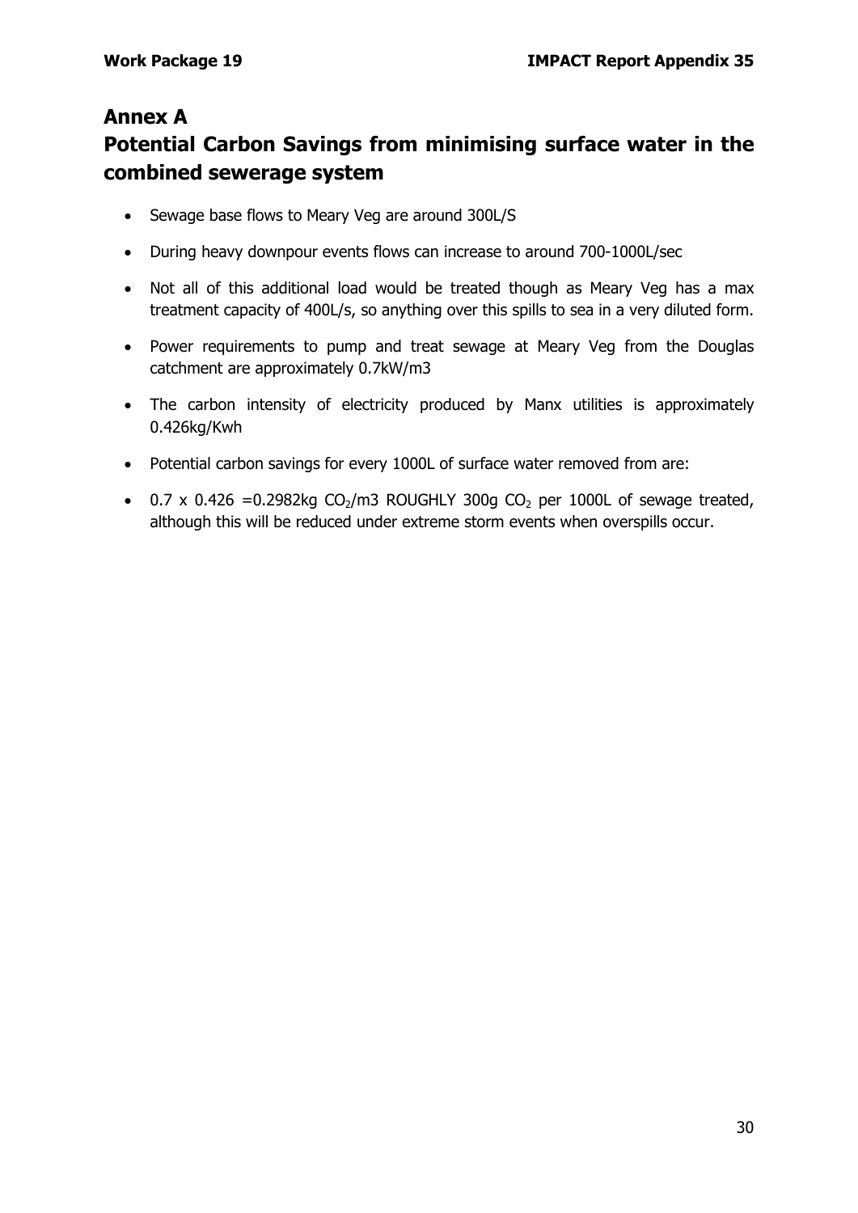## Annex A

## Potential Carbon Savings from minimising surface water in the combined sewerage system

- Sewage base flows to Meary Veg are around 300L/S
- During heavy downpour events flows can increase to around 700-1000L/sec
- Not all of this additional load would be treated though as Meary Veg has a max treatment capacity of 400L/s, so anything over this spills to sea in a very diluted form.
- Power requirements to pump and treat sewage at Meary Veg from the Douglas catchment are approximately 0.7kW/m3
- The carbon intensity of electricity produced by Manx utilities is approximately 0.426kg/Kwh
- Potential carbon savings for every 1000L of surface water removed from are:
- 0.7 x 0.426 =0.2982kg $CO_2$/m3 ROUGHLY 300g $CO_2$ per 1000L of sewage treated, although this will be reduced under extreme storm events when overspills occur.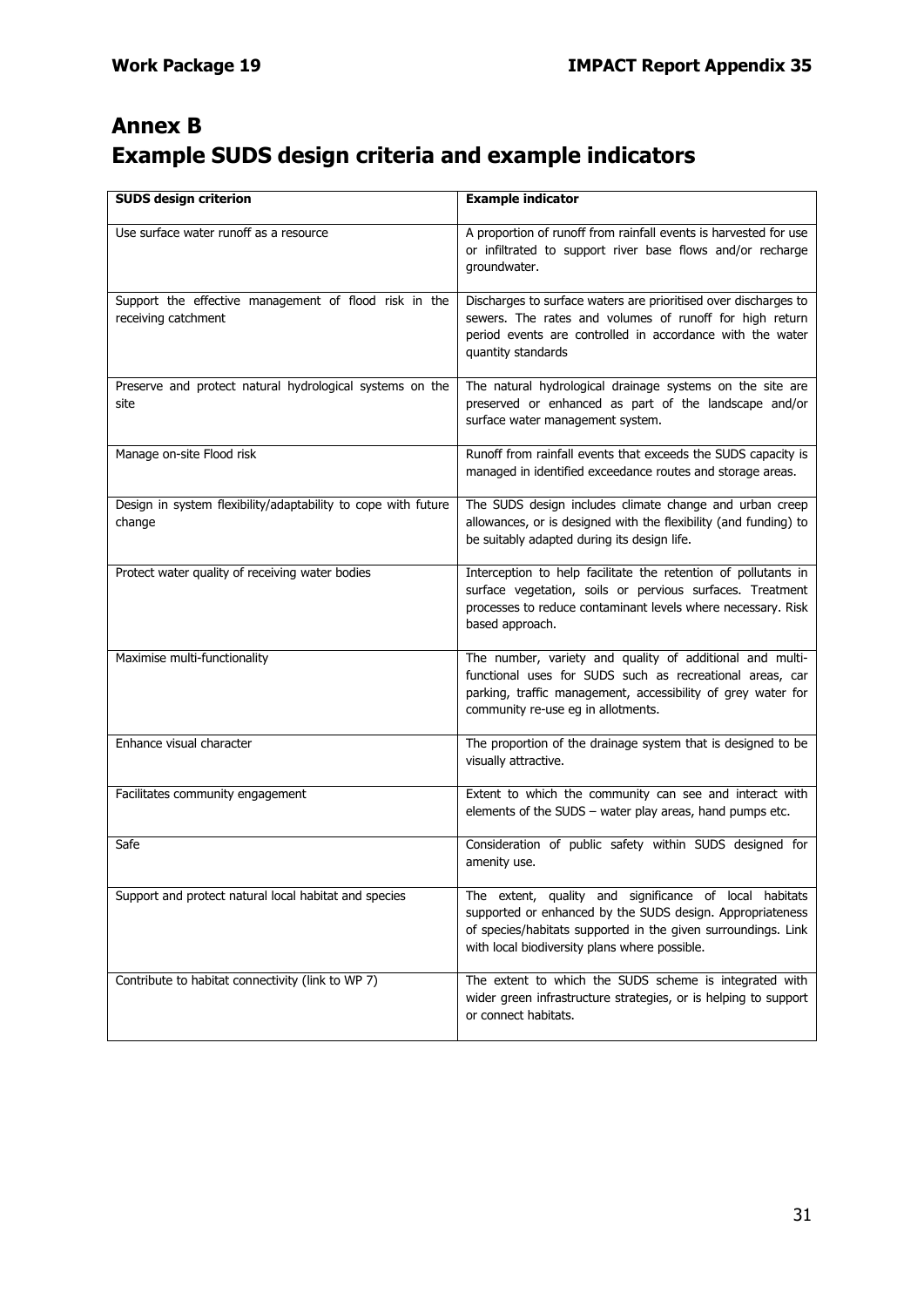# Annex B
# Example SUDS design criteria and example indicators

| SUDS design criterion | Example indicator |
|---|---|
| Use surface water runoff as a resource | A proportion of runoff from rainfall events is harvested for use or infiltrated to support river base flows and/or recharge groundwater. |
| Support the effective management of flood risk in the receiving catchment | Discharges to surface waters are prioritised over discharges to sewers. The rates and volumes of runoff for high return period events are controlled in accordance with the water quantity standards |
| Preserve and protect natural hydrological systems on the site | The natural hydrological drainage systems on the site are preserved or enhanced as part of the landscape and/or surface water management system. |
| Manage on-site Flood risk | Runoff from rainfall events that exceeds the SUDS capacity is managed in identified exceedance routes and storage areas. |
| Design in system flexibility/adaptability to cope with future change | The SUDS design includes climate change and urban creep allowances, or is designed with the flexibility (and funding) to be suitably adapted during its design life. |
| Protect water quality of receiving water bodies | Interception to help facilitate the retention of pollutants in surface vegetation, soils or pervious surfaces. Treatment processes to reduce contaminant levels where necessary. Risk based approach. |
| Maximise multi-functionality | The number, variety and quality of additional and multi-functional uses for SUDS such as recreational areas, car parking, traffic management, accessibility of grey water for community re-use eg in allotments. |
| Enhance visual character | The proportion of the drainage system that is designed to be visually attractive. |
| Facilitates community engagement | Extent to which the community can see and interact with elements of the SUDS – water play areas, hand pumps etc. |
| Safe | Consideration of public safety within SUDS designed for amenity use. |
| Support and protect natural local habitat and species | The extent, quality and significance of local habitats supported or enhanced by the SUDS design. Appropriateness of species/habitats supported in the given surroundings. Link with local biodiversity plans where possible. |
| Contribute to habitat connectivity (link to WP 7) | The extent to which the SUDS scheme is integrated with wider green infrastructure strategies, or is helping to support or connect habitats. |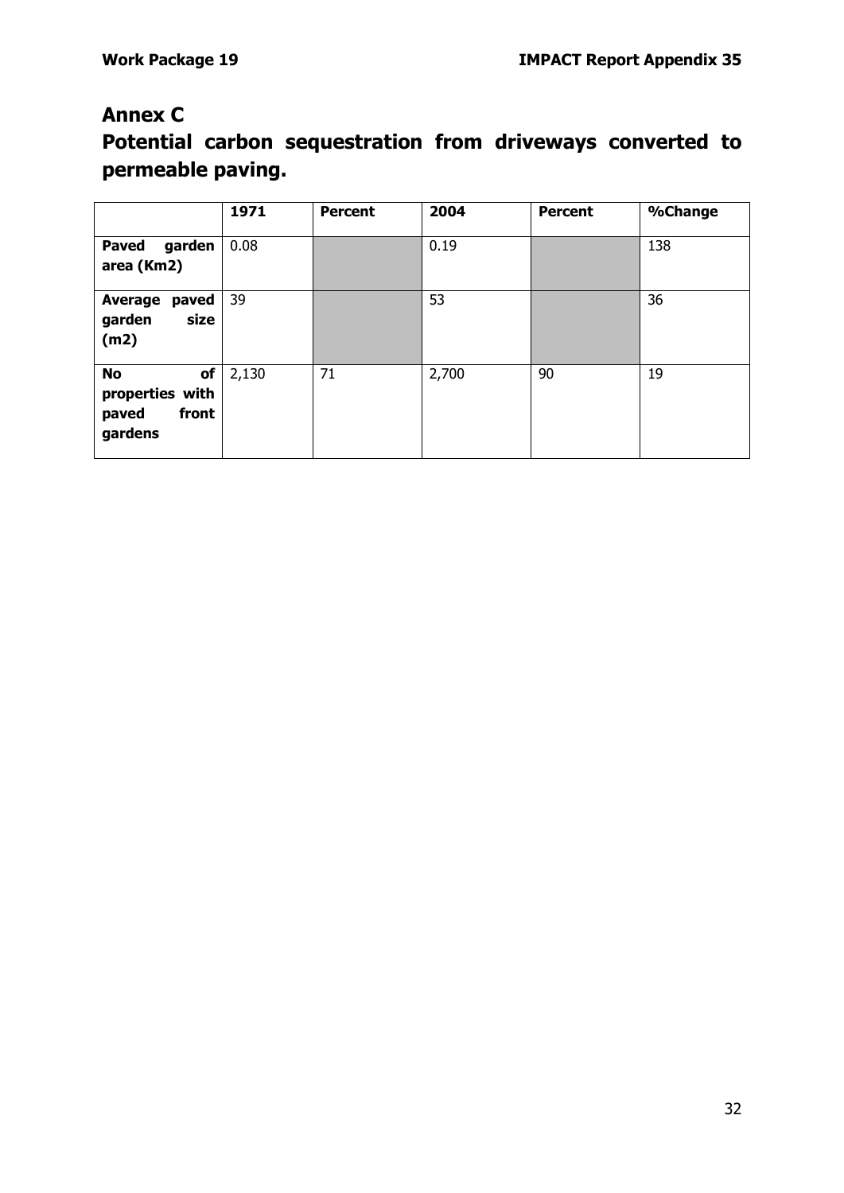## Annex C

## Potential carbon sequestration from driveways converted to permeable paving.

| | 1971 | Percent | 2004 | Percent | %Change |
|---|---|---|---|---|---|
| **Paved garden area (Km2)** | 0.08 | | 0.19 | | 138 |
| **Average paved garden size (m2)** | 39 | | 53 | | 36 |
| **No of properties with paved front gardens** | 2,130 | 71 | 2,700 | 90 | 19 |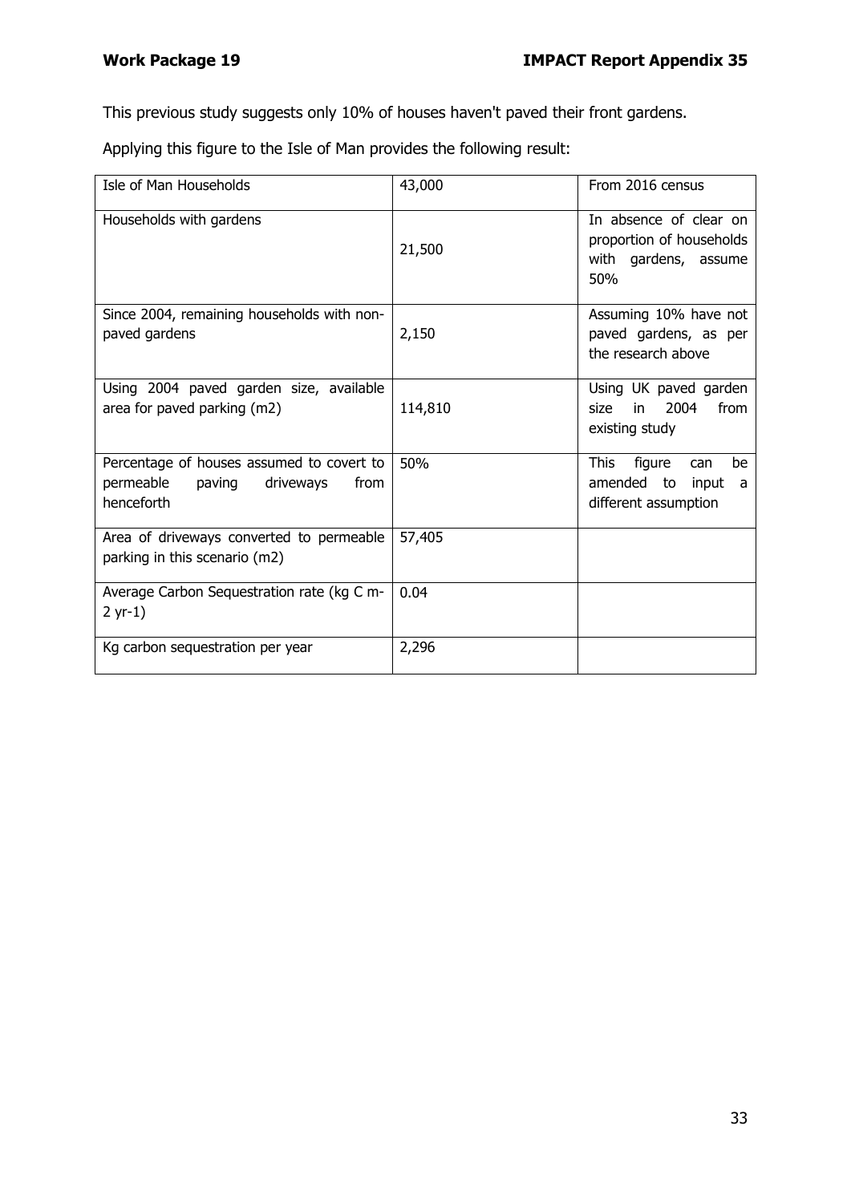This previous study suggests only 10% of houses haven't paved their front gardens.

Applying this figure to the Isle of Man provides the following result:

| Isle of Man Households | 43,000 | From 2016 census |
|---|---|---|
| Households with gardens | 21,500 | In absence of clear on proportion of households with gardens, assume 50% |
| Since 2004, remaining households with non-paved gardens | 2,150 | Assuming 10% have not paved gardens, as per the research above |
| Using 2004 paved garden size, available area for paved parking (m2) | 114,810 | Using UK paved garden size in 2004 from existing study |
| Percentage of houses assumed to covert to permeable paving driveways from henceforth | 50% | This figure can be amended to input a different assumption |
| Area of driveways converted to permeable parking in this scenario (m2) | 57,405 | |
| Average Carbon Sequestration rate (kg C m-2 yr-1) | 0.04 | |
| Kg carbon sequestration per year | 2,296 | |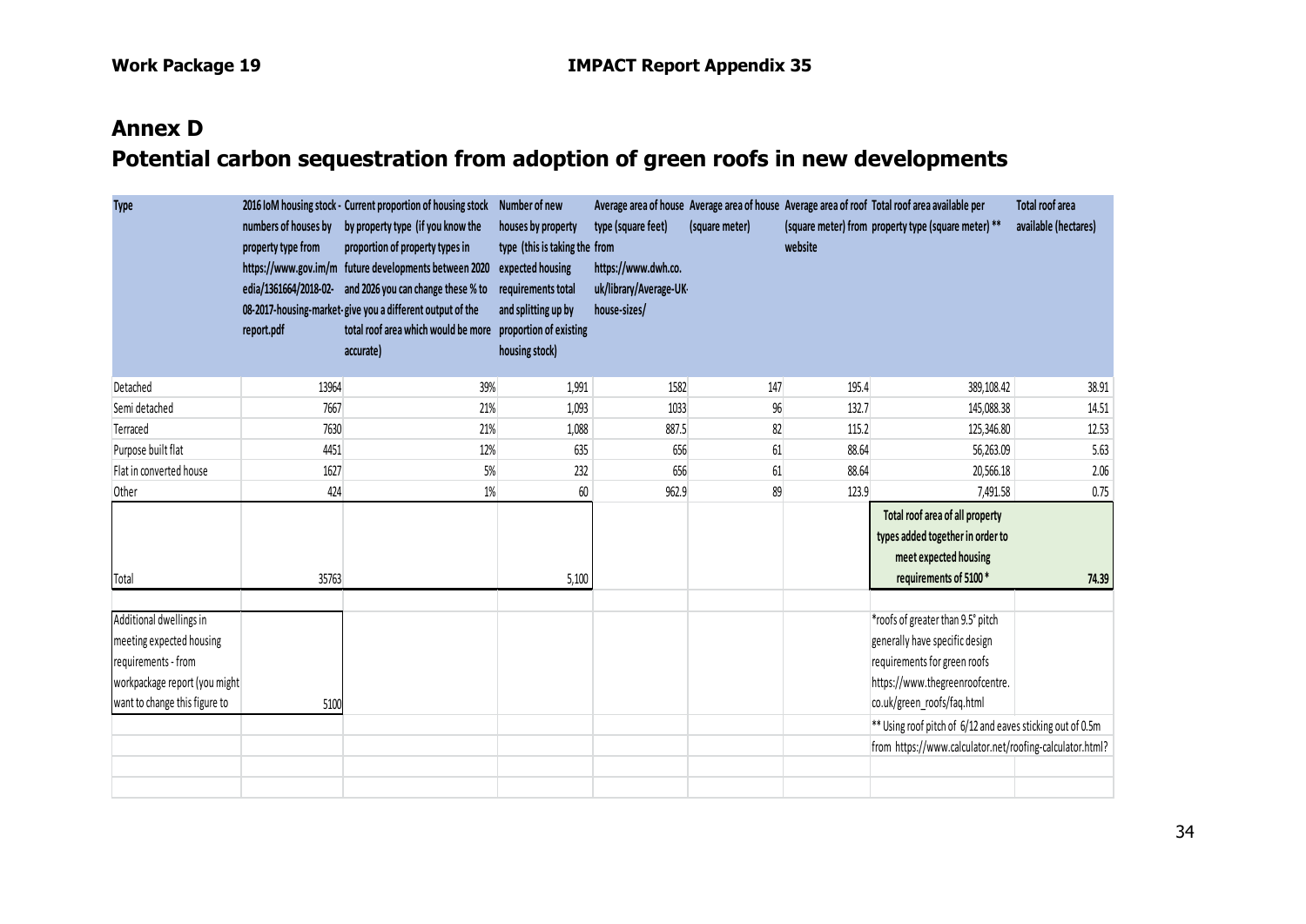## Annex D

## Potential carbon sequestration from adoption of green roofs in new developments

| Type | 2016 IoM housing stock - numbers of houses by property type from https://www.gov.im/media/1361664/2018-02-08-2017-housing-market-report.pdf | Current proportion of housing stock by property type (if you know the proportion of property types in future developments between 2020 and 2026 you can change these % to give you a different output of the total roof area which would be more accurate) | Number of new houses by property type (this is taking the expected housing requirements total and splitting up by proportion of existing housing stock) | Average area of house type (square feet) from https://www.dwh.co.uk/library/Average-UK-house-sizes/ | Average area of house (square meter) | Average area of roof (square meter) from website | Total roof area available per property type (square meter) ** | Total roof area available (hectares) |
|---|---|---|---|---|---|---|---|---|
| Detached | 13964 | 39% | 1,991 | 1582 | 147 | 195.4 | 389,108.42 | 38.91 |
| Semi detached | 7667 | 21% | 1,093 | 1033 | 96 | 132.7 | 145,088.38 | 14.51 |
| Terraced | 7630 | 21% | 1,088 | 887.5 | 82 | 115.2 | 125,346.80 | 12.53 |
| Purpose built flat | 4451 | 12% | 635 | 656 | 61 | 88.64 | 56,263.09 | 5.63 |
| Flat in converted house | 1627 | 5% | 232 | 656 | 61 | 88.64 | 20,566.18 | 2.06 |
| Other | 424 | 1% | 60 | 962.9 | 89 | 123.9 | 7,491.58 | 0.75 |
| Total | 35763 | | 5,100 | | | | Total roof area of all property types added together in order to meet expected housing requirements of 5100 * | 74.39 |
| | | | | | | | | |
| Additional dwellings in meeting expected housing requirements - from workpackage report (you might want to change this figure to | 5100 | | | | | | *roofs of greater than 9.5° pitch generally have specific design requirements for green roofs https://www.thegreenroofcentre.co.uk/green_roofs/faq.html | |
| | | | | | | | ** Using roof pitch of 6/12 and eaves sticking out of 0.5m | |
| | | | | | | | from https://www.calculator.net/roofing-calculator.html? | |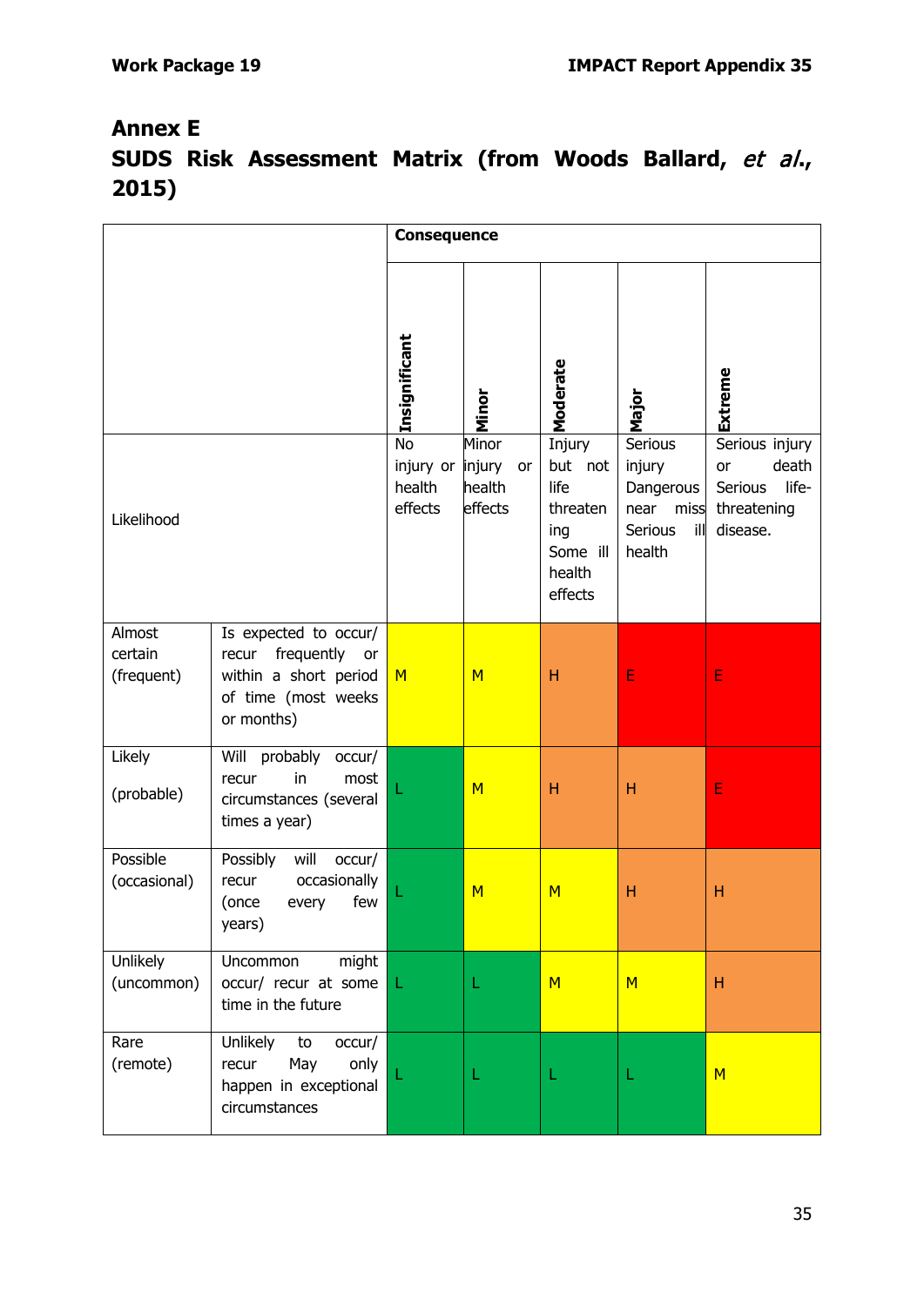# Annex E

## SUDS Risk Assessment Matrix (from Woods Ballard, *et al*., 2015)

| | | Consequence | | | | |
|---|---|---|---|---|---|---|
| | | **Insignificant** | **Minor** | **Moderate** | **Major** | **Extreme** |
| Likelihood | | No injury or health effects | Minor injury or health effects | Injury but not life threatening Some ill health effects | Serious injury Dangerous near miss Serious ill health | Serious injury or death Serious life-threatening disease. |
| Almost certain (frequent) | Is expected to occur/ recur frequently or within a short period of time (most weeks or months) | M | M | H | E | E |
| Likely (probable) | Will probably occur/ recur in most circumstances (several times a year) | L | M | H | H | E |
| Possible (occasional) | Possibly will occur/ recur occasionally (once every few years) | L | M | M | H | H |
| Unlikely (uncommon) | Uncommon might occur/ recur at some time in the future | L | L | M | M | H |
| Rare (remote) | Unlikely to occur/ recur May only happen in exceptional circumstances | L | L | L | L | M |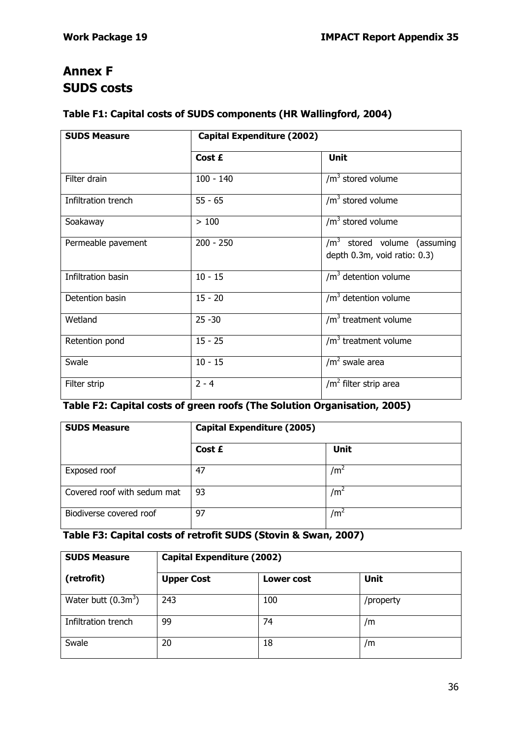# Annex F
# SUDS costs

**Table F1: Capital costs of SUDS components (HR Wallingford, 2004)**

| SUDS Measure | Capital Expenditure (2002) | |
|---|---|---|
| | **Cost £** | **Unit** |
| Filter drain | 100 - 140 | /$m^3$ stored volume |
| Infiltration trench | 55 - 65 | /$m^3$ stored volume |
| Soakaway | > 100 | /$m^3$ stored volume |
| Permeable pavement | 200 - 250 | /$m^3$ stored volume (assuming depth 0.3m, void ratio: 0.3) |
| Infiltration basin | 10 - 15 | /$m^3$ detention volume |
| Detention basin | 15 - 20 | /$m^3$ detention volume |
| Wetland | 25 -30 | /$m^3$ treatment volume |
| Retention pond | 15 - 25 | /$m^3$ treatment volume |
| Swale | 10 - 15 | /$m^2$ swale area |
| Filter strip | 2 - 4 | /$m^2$ filter strip area |

**Table F2: Capital costs of green roofs (The Solution Organisation, 2005)**

| SUDS Measure | Capital Expenditure (2005) | |
|---|---|---|
| | **Cost £** | **Unit** |
| Exposed roof | 47 | /$m^2$ |
| Covered roof with sedum mat | 93 | /$m^2$ |
| Biodiverse covered roof | 97 | /$m^2$ |

**Table F3: Capital costs of retrofit SUDS (Stovin & Swan, 2007)**

| SUDS Measure | Capital Expenditure (2002) | | |
|---|---|---|---|
| **(retrofit)** | **Upper Cost** | **Lower cost** | **Unit** |
| Water butt (0.3$m^3$) | 243 | 100 | /property |
| Infiltration trench | 99 | 74 | /m |
| Swale | 20 | 18 | /m |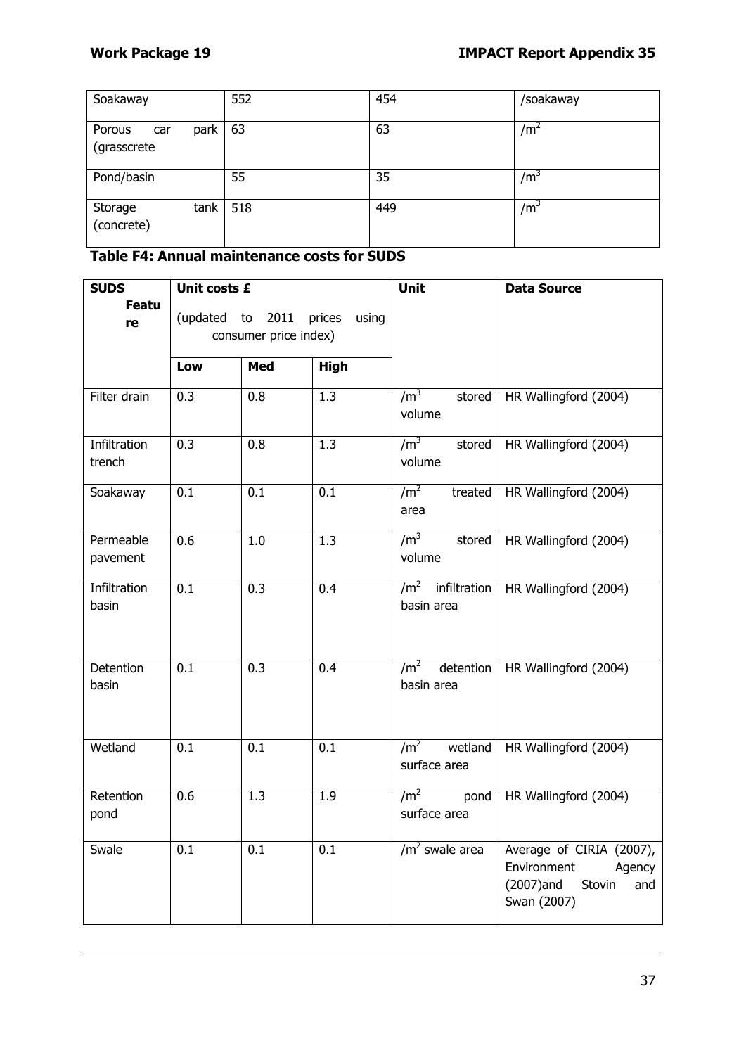| | | | |
|---|---|---|---|
| Soakaway | 552 | 454 | /soakaway |
| Porous car park (grasscrete | 63 | 63 | /m$^2$ |
| Pond/basin | 55 | 35 | /m$^3$ |
| Storage tank (concrete) | 518 | 449 | /m$^3$ |

**Table F4: Annual maintenance costs for SUDS**

| SUDS Feature | Unit costs £ (updated to 2011 prices using consumer price index) | | | Unit | Data Source |
|---|---|---|---|---|---|
| | Low | Med | High | | |
| Filter drain | 0.3 | 0.8 | 1.3 | /m$^3$ stored volume | HR Wallingford (2004) |
| Infiltration trench | 0.3 | 0.8 | 1.3 | /m$^3$ stored volume | HR Wallingford (2004) |
| Soakaway | 0.1 | 0.1 | 0.1 | /m$^2$ treated area | HR Wallingford (2004) |
| Permeable pavement | 0.6 | 1.0 | 1.3 | /m$^3$ stored volume | HR Wallingford (2004) |
| Infiltration basin | 0.1 | 0.3 | 0.4 | /m$^2$ infiltration basin area | HR Wallingford (2004) |
| Detention basin | 0.1 | 0.3 | 0.4 | /m$^2$ detention basin area | HR Wallingford (2004) |
| Wetland | 0.1 | 0.1 | 0.1 | /m$^2$ wetland surface area | HR Wallingford (2004) |
| Retention pond | 0.6 | 1.3 | 1.9 | /m$^2$ pond surface area | HR Wallingford (2004) |
| Swale | 0.1 | 0.1 | 0.1 | /m$^2$ swale area | Average of CIRIA (2007), Environment Agency (2007)and Stovin and Swan (2007) |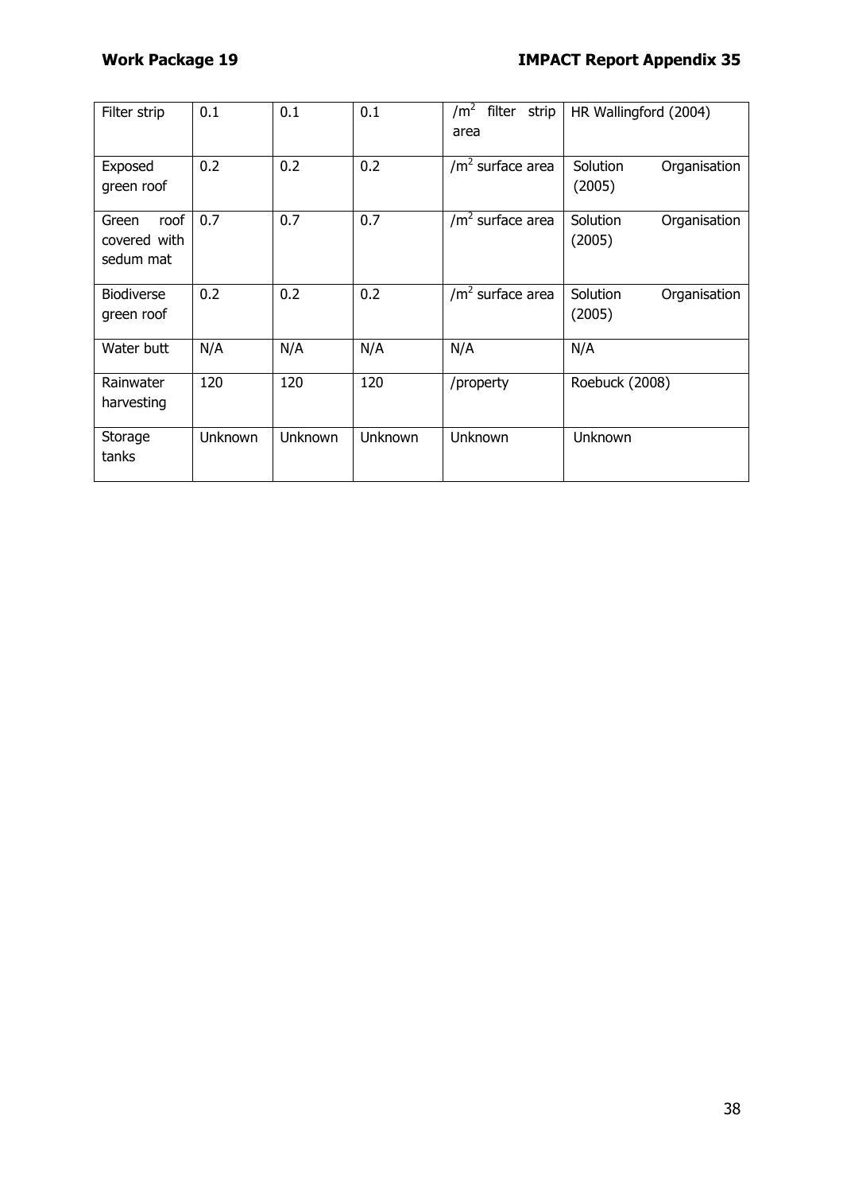| Filter strip | 0.1 | 0.1 | 0.1 | /$m^2$ filter strip area | HR Wallingford (2004) |
|---|---|---|---|---|---|
| Exposed green roof | 0.2 | 0.2 | 0.2 | /$m^2$ surface area | Solution Organisation (2005) |
| Green roof covered with sedum mat | 0.7 | 0.7 | 0.7 | /$m^2$ surface area | Solution Organisation (2005) |
| Biodiverse green roof | 0.2 | 0.2 | 0.2 | /$m^2$ surface area | Solution Organisation (2005) |
| Water butt | N/A | N/A | N/A | N/A | N/A |
| Rainwater harvesting | 120 | 120 | 120 | /property | Roebuck (2008) |
| Storage tanks | Unknown | Unknown | Unknown | Unknown | Unknown |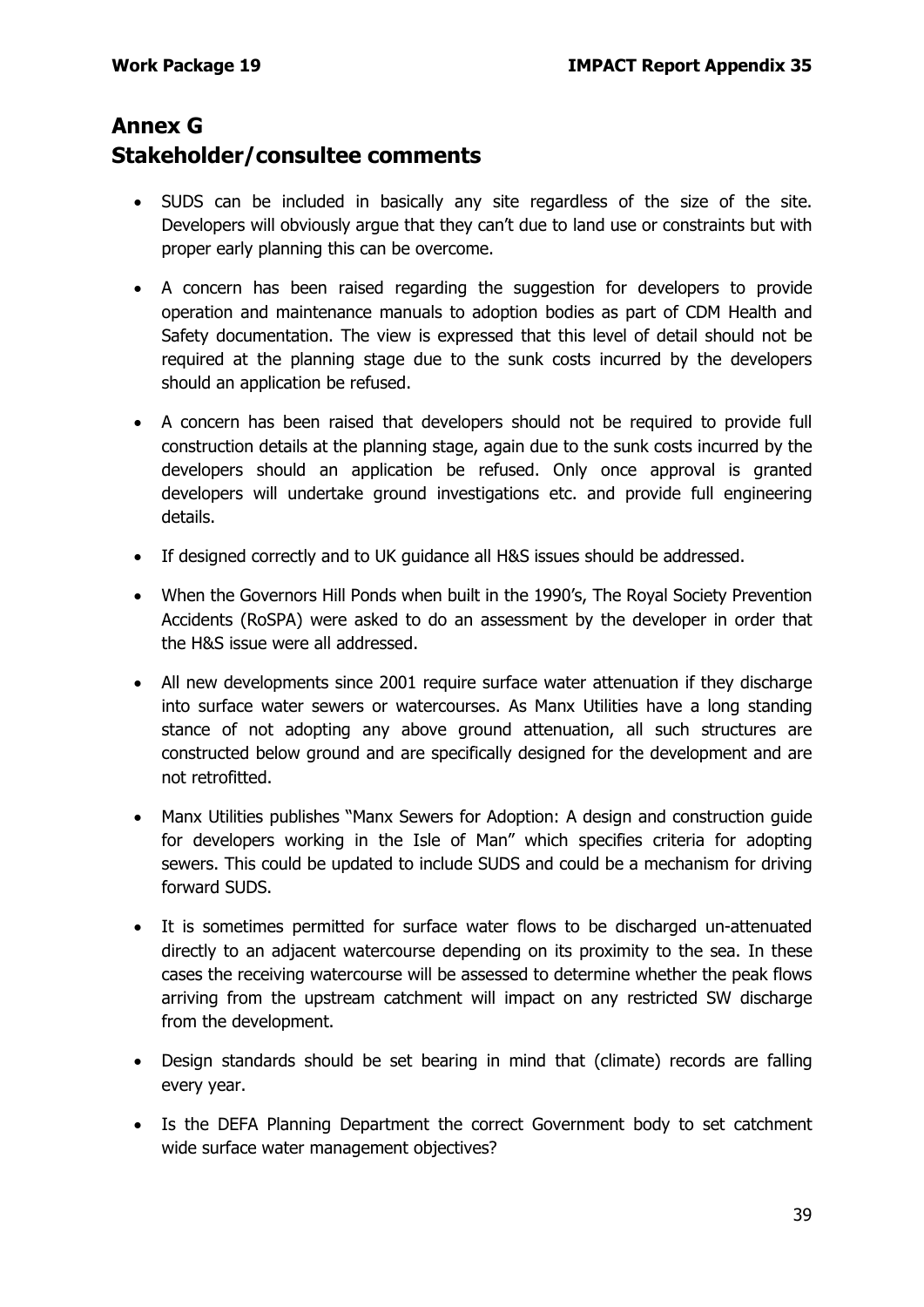# Annex G
# Stakeholder/consultee comments

- SUDS can be included in basically any site regardless of the size of the site. Developers will obviously argue that they can't due to land use or constraints but with proper early planning this can be overcome.
- A concern has been raised regarding the suggestion for developers to provide operation and maintenance manuals to adoption bodies as part of CDM Health and Safety documentation. The view is expressed that this level of detail should not be required at the planning stage due to the sunk costs incurred by the developers should an application be refused.
- A concern has been raised that developers should not be required to provide full construction details at the planning stage, again due to the sunk costs incurred by the developers should an application be refused. Only once approval is granted developers will undertake ground investigations etc. and provide full engineering details.
- If designed correctly and to UK guidance all H&S issues should be addressed.
- When the Governors Hill Ponds when built in the 1990's, The Royal Society Prevention Accidents (RoSPA) were asked to do an assessment by the developer in order that the H&S issue were all addressed.
- All new developments since 2001 require surface water attenuation if they discharge into surface water sewers or watercourses. As Manx Utilities have a long standing stance of not adopting any above ground attenuation, all such structures are constructed below ground and are specifically designed for the development and are not retrofitted.
- Manx Utilities publishes "Manx Sewers for Adoption: A design and construction guide for developers working in the Isle of Man" which specifies criteria for adopting sewers. This could be updated to include SUDS and could be a mechanism for driving forward SUDS.
- It is sometimes permitted for surface water flows to be discharged un-attenuated directly to an adjacent watercourse depending on its proximity to the sea. In these cases the receiving watercourse will be assessed to determine whether the peak flows arriving from the upstream catchment will impact on any restricted SW discharge from the development.
- Design standards should be set bearing in mind that (climate) records are falling every year.
- Is the DEFA Planning Department the correct Government body to set catchment wide surface water management objectives?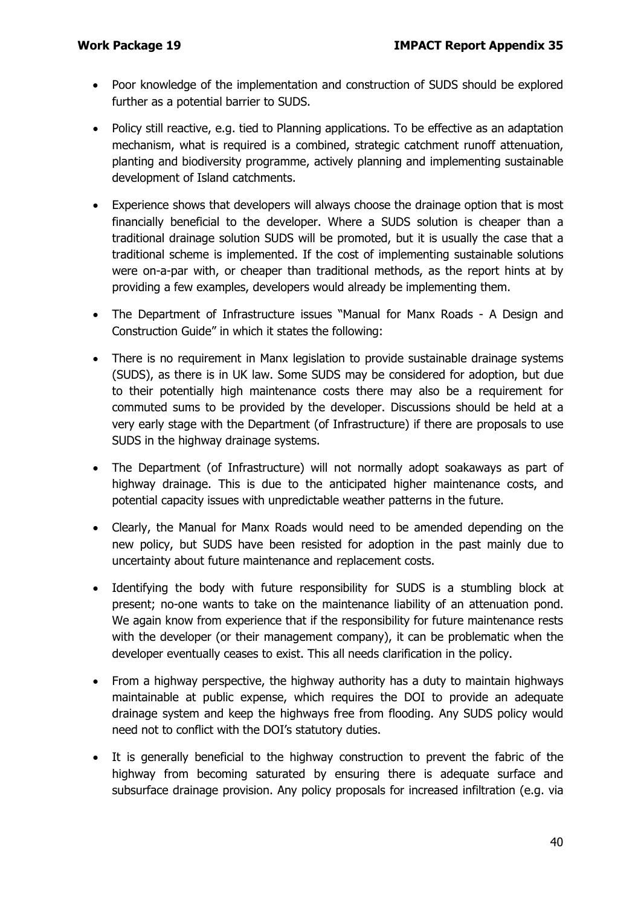- Poor knowledge of the implementation and construction of SUDS should be explored further as a potential barrier to SUDS.

- Policy still reactive, e.g. tied to Planning applications. To be effective as an adaptation mechanism, what is required is a combined, strategic catchment runoff attenuation, planting and biodiversity programme, actively planning and implementing sustainable development of Island catchments.

- Experience shows that developers will always choose the drainage option that is most financially beneficial to the developer. Where a SUDS solution is cheaper than a traditional drainage solution SUDS will be promoted, but it is usually the case that a traditional scheme is implemented. If the cost of implementing sustainable solutions were on-a-par with, or cheaper than traditional methods, as the report hints at by providing a few examples, developers would already be implementing them.

- The Department of Infrastructure issues "Manual for Manx Roads - A Design and Construction Guide" in which it states the following:

- There is no requirement in Manx legislation to provide sustainable drainage systems (SUDS), as there is in UK law. Some SUDS may be considered for adoption, but due to their potentially high maintenance costs there may also be a requirement for commuted sums to be provided by the developer. Discussions should be held at a very early stage with the Department (of Infrastructure) if there are proposals to use SUDS in the highway drainage systems.

- The Department (of Infrastructure) will not normally adopt soakaways as part of highway drainage. This is due to the anticipated higher maintenance costs, and potential capacity issues with unpredictable weather patterns in the future.

- Clearly, the Manual for Manx Roads would need to be amended depending on the new policy, but SUDS have been resisted for adoption in the past mainly due to uncertainty about future maintenance and replacement costs.

- Identifying the body with future responsibility for SUDS is a stumbling block at present; no-one wants to take on the maintenance liability of an attenuation pond. We again know from experience that if the responsibility for future maintenance rests with the developer (or their management company), it can be problematic when the developer eventually ceases to exist. This all needs clarification in the policy.

- From a highway perspective, the highway authority has a duty to maintain highways maintainable at public expense, which requires the DOI to provide an adequate drainage system and keep the highways free from flooding. Any SUDS policy would need not to conflict with the DOI's statutory duties.

- It is generally beneficial to the highway construction to prevent the fabric of the highway from becoming saturated by ensuring there is adequate surface and subsurface drainage provision. Any policy proposals for increased infiltration (e.g. via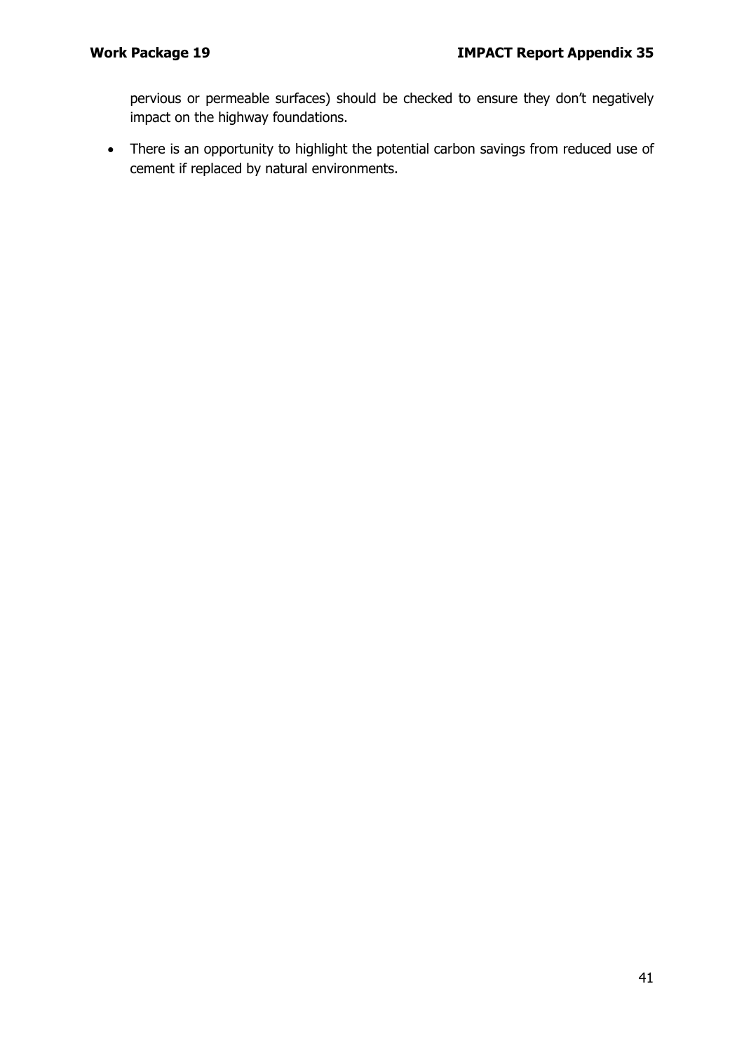pervious or permeable surfaces) should be checked to ensure they don't negatively impact on the highway foundations.

- There is an opportunity to highlight the potential carbon savings from reduced use of cement if replaced by natural environments.